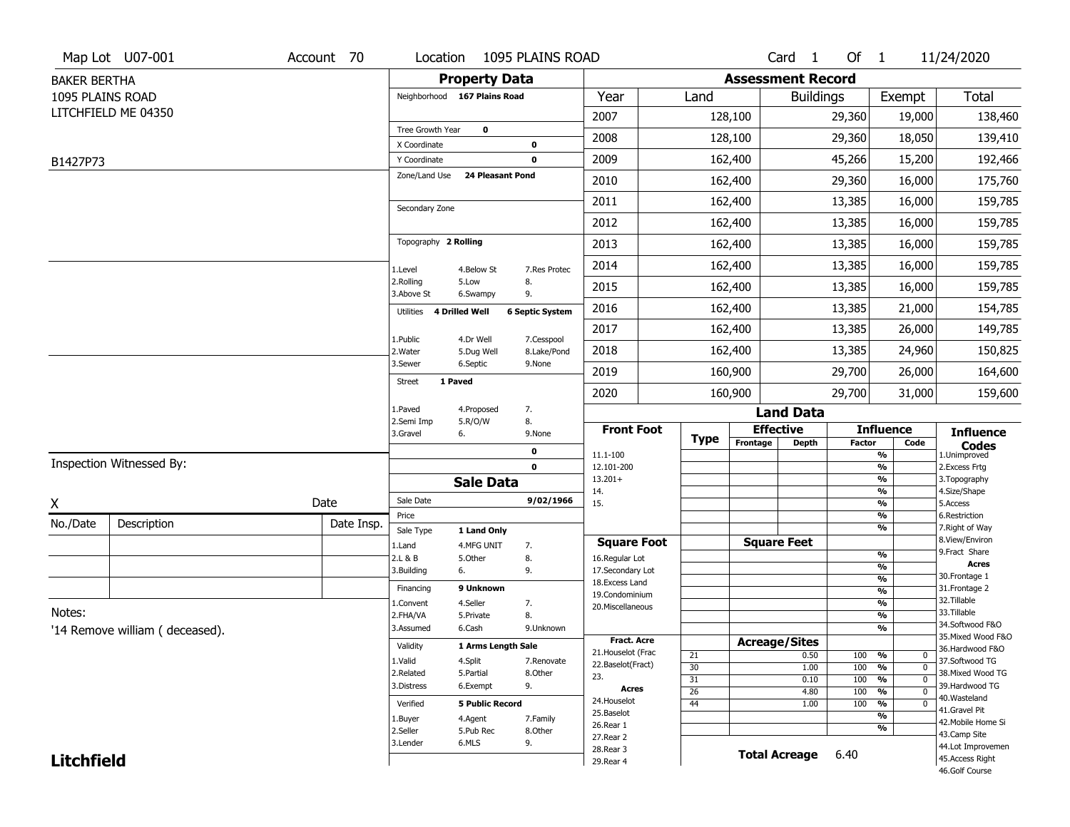Map Lot U07-001 | Account 70 | Location 1095 PLAINS ROAD | Card 1 Of 1 | 11/24/2020

BAKER BERTHA
1095 PLAINS ROAD
LITCHFIELD ME 04350

B1427P73

## Property Data

Neighborhood **167 Plains Road**

Tree Growth Year **0**
X Coordinate **0**
Y Coordinate **0**
Zone/Land Use **24 Pleasant Pond**

Secondary Zone

Topography **2 Rolling**

| | | |
|---|---|---|
| 1.Level | 4.Below St | 7.Res Protec |
| 2.Rolling | 5.Low | 8. |
| 3.Above St | 6.Swampy | 9. |

Utilities **4 Drilled Well** **6 Septic System**

| | | |
|---|---|---|
| 1.Public | 4.Dr Well | 7.Cesspool |
| 2.Water | 5.Dug Well | 8.Lake/Pond |
| 3.Sewer | 6.Septic | 9.None |

Street **1 Paved**

| | | |
|---|---|---|
| 1.Paved | 4.Proposed | 7. |
| 2.Semi Imp | 5.R/O/W | 8. |
| 3.Gravel | 6. | 9.None |

0
0

## Sale Data

Sale Date **9/02/1966**
Price
Sale Type **1 Land Only**

| | | |
|---|---|---|
| 1.Land | 4.MFG UNIT | 7. |
| 2.L & B | 5.Other | 8. |
| 3.Building | 6. | 9. |

Financing **9 Unknown**

| | | |
|---|---|---|
| 1.Convent | 4.Seller | 7. |
| 2.FHA/VA | 5.Private | 8. |
| 3.Assumed | 6.Cash | 9.Unknown |

Validity **1 Arms Length Sale**

| | | |
|---|---|---|
| 1.Valid | 4.Split | 7.Renovate |
| 2.Related | 5.Partial | 8.Other |
| 3.Distress | 6.Exempt | 9. |

Verified **5 Public Record**

| | | |
|---|---|---|
| 1.Buyer | 4.Agent | 7.Family |
| 2.Seller | 5.Pub Rec | 8.Other |
| 3.Lender | 6.MLS | 9. |

## Assessment Record

| Year | Land | Buildings | Exempt | Total |
|---|---|---|---|---|
| 2007 | 128,100 | 29,360 | 19,000 | 138,460 |
| 2008 | 128,100 | 29,360 | 18,050 | 139,410 |
| 2009 | 162,400 | 45,266 | 15,200 | 192,466 |
| 2010 | 162,400 | 29,360 | 16,000 | 175,760 |
| 2011 | 162,400 | 13,385 | 16,000 | 159,785 |
| 2012 | 162,400 | 13,385 | 16,000 | 159,785 |
| 2013 | 162,400 | 13,385 | 16,000 | 159,785 |
| 2014 | 162,400 | 13,385 | 16,000 | 159,785 |
| 2015 | 162,400 | 13,385 | 16,000 | 159,785 |
| 2016 | 162,400 | 13,385 | 21,000 | 154,785 |
| 2017 | 162,400 | 13,385 | 26,000 | 149,785 |
| 2018 | 162,400 | 13,385 | 24,960 | 150,825 |
| 2019 | 160,900 | 29,700 | 26,000 | 164,600 |
| 2020 | 160,900 | 29,700 | 31,000 | 159,600 |

## Land Data

| Front Foot | Type | Effective Frontage | Effective Depth | Influence Factor | Influence Code |
|---|---|---|---|---|---|
| 11.1-100 | | | | % | |
| 12.101-200 | | | | % | |
| 13.201+ | | | | % | |
| 14. | | | | % | |
| 15. | | | | % | |
| | | | | % | |

| Square Foot | Type | Square Feet | Influence Factor | Influence Code |
|---|---|---|---|---|
| 16.Regular Lot | | | % | |
| 17.Secondary Lot | | | % | |
| 18.Excess Land | | | % | |
| 19.Condominium | | | % | |
| 20.Miscellaneous | | | % | |
| | | | % | |
| | | | % | |

| Fract. Acre / Acres | Type | Acreage/Sites | Influence Factor | Influence Code |
|---|---|---|---|---|
| 21.Houselot (Frac | 21 | 0.50 | 100 % | 0 |
| 22.Baselot(Fract) | 30 | 1.00 | 100 % | 0 |
| 23. | 31 | 0.10 | 100 % | 0 |
| 24.Houselot | 26 | 4.80 | 100 % | 0 |
| 25.Baselot | 44 | 1.00 | 100 % | 0 |
| 26.Rear 1 | | | % | |
| 27.Rear 2 | | | % | |
| 28.Rear 3 | | | | |
| 29.Rear 4 | | | | |

**Total Acreage** 6.40

**Influence Codes**
1.Unimproved
2.Excess Frtg
3.Topography
4.Size/Shape
5.Access
6.Restriction
7.Right of Way
8.View/Environ
9.Fract Share
**Acres**
30.Frontage 1
31.Frontage 2
32.Tillable
33.Tillable
34.Softwood F&O
35.Mixed Wood F&O
36.Hardwood F&O
37.Softwood TG
38.Mixed Wood TG
39.Hardwood TG
40.Wasteland
41.Gravel Pit
42.Mobile Home Si
43.Camp Site
44.Lot Improvemen
45.Access Right
46.Golf Course

Inspection Witnessed By:

X &nbsp;&nbsp;&nbsp;&nbsp; Date

| No./Date | Description | Date Insp. |
|---|---|---|
| | | |
| | | |
| | | |

Notes:
'14 Remove william ( deceased).

**Litchfield**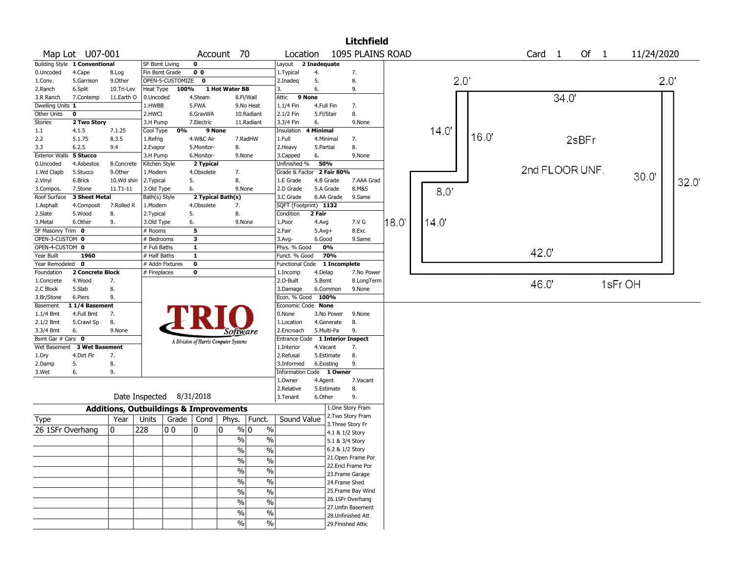# Litchfield

**Map Lot** U07-001 **Account** 70 **Location** 1095 PLAINS ROAD **Card** 1 **Of** 1 11/24/2020

| Field | Value | Options | | |
|---|---|---|---|---|
| Building Style | 1 Conventional | 0.Uncoded, 4.Cape, 8.Log | 1.Conv., 5.Garrison, 9.Other | 2.Ranch, 6.Split, 10.Tri-Lev; 3.R Ranch, 7.Contemp, 11.Earth O |
| Dwelling Units | 1 | | | |
| Other Units | 0 | | | |
| Stories | 2 Two Story | 1.1, 4.1.5, 7.1.25 | 2.2, 5.1.75, 8.3.5 | 3.3, 6.2.5, 9.4 |
| Exterior Walls | 5 Stucco | 0.Uncoded, 4.Asbestos, 8.Concrete | 1.Wd Clapb, 5.Stucco, 9.Other | 2.Vinyl, 6.Brick, 10.Wd shin; 3.Compos., 7.Stone, 11.T1-11 |
| Roof Surface | 3 Sheet Metal | 1.Asphalt, 4.Composit, 7.Rolled R | 2.Slate, 5.Wood, 8. | 3.Metal, 6.Other, 9. |
| SF Masonry Trim | 0 | | | |
| OPEN-3-CUSTOM | 0 | | | |
| OPEN-4-CUSTOM | 0 | | | |
| Year Built | 1960 | | | |
| Year Remodeled | 0 | | | |
| Foundation | 2 Concrete Block | 1.Concrete, 4.Wood, 7. | 2.C Block, 5.Slab, 8. | 3.Br/Stone, 6.Piers, 9. |
| Basement | 1 1/4 Basement | 1.1/4 Bmt, 4.Full Bmt, 7. | 2.1/2 Bmt, 5.Crawl Sp, 8. | 3.3/4 Bmt, 6., 9.None |
| Bsmt Gar # Cars | 0 | | | |
| Wet Basement | 3 Wet Basement | 1.Dry, 4.Dirt Flr, 7. | 2.Damp, 5., 8. | 3.Wet, 6., 9. |

| Field | Value | Options | | |
|---|---|---|---|---|
| SF Bsmt Living | 0 | | | |
| Fin Bsmt Grade | 0 0 | | | |
| OPEN-5-CUSTOMIZE | 0 | | | |
| Heat Type | 100% 1 Hot Water BB | 0.Uncoded, 4.Steam, 8.Fl/Wall | 1.HWBB, 5.FWA, 9.No Heat; 2.HWCI, 6.GravWA, 10.Radiant | 3.H Pump, 7.Electric, 11.Radiant |
| Cool Type | 0% 9 None | 1.Refrig, 4.W&C Air, 7.RadHW | 2.Evapor, 5.Monitor-, 8. | 3.H Pump, 6.Monitor-, 9.None |
| Kitchen Style | 2 Typical | 1.Modern, 4.Obsolete, 7. | 2.Typical, 5., 8. | 3.Old Type, 6., 9.None |
| Bath(s) Style | 2 Typical Bath(s) | 1.Modern, 4.Obsolete, 7. | 2.Typical, 5., 8. | 3.Old Type, 6., 9.None |
| # Rooms | 5 | | | |
| # Bedrooms | 3 | | | |
| # Full Baths | 1 | | | |
| # Half Baths | 1 | | | |
| # Addn Fixtures | 0 | | | |
| # Fireplaces | 0 | | | |

| Field | Value | Options | | |
|---|---|---|---|---|
| Layout | 2 Inadequate | 1.Typical, 4., 7. | 2.Inadeq, 5., 8. | 3., 6., 9. |
| Attic | 9 None | 1.1/4 Fin, 4.Full Fin, 7. | 2.1/2 Fin, 5.Fl/Stair, 8. | 3.3/4 Fin, 6., 9.None |
| Insulation | 4 Minimal | 1.Full, 4.Minimal, 7. | 2.Heavy, 5.Partial, 8. | 3.Capped, 6., 9.None |
| Unfinished % | 50% | | | |
| Grade & Factor | 2 Fair 80% | 1.E Grade, 4.B Grade, 7.AAA Grad | 2.D Grade, 5.A Grade, 8.M&S | 3.C Grade, 6.AA Grade, 9.Same |
| SQFT (Footprint) | 1132 | | | |
| Condition | 2 Fair | 1.Poor, 4.Avg, 7.V G | 2.Fair, 5.Avg+, 8.Exc | 3.Avg-, 6.Good, 9.Same |
| Phys. % Good | 0% | | | |
| Funct. % Good | 70% | | | |
| Functional Code | 1 Incomplete | 1.Incomp, 4.Delap, 7.No Power | 2.O-Built, 5.Bsmt, 8.LongTerm | 3.Damage, 6.Common, 9.None |
| Econ. % Good | 100% | | | |
| Economic Code | None | 0.None, 3.No Power, 9.None | 1.Location, 4.Generate, 8. | 2.Encroach, 5.Multi-Fa, 9. |
| Entrance Code | 1 Interior Inspect | 1.Interior, 4.Vacant, 7. | 2.Refusal, 5.Estimate, 8. | 3.Informed, 6.Existing, 9. |
| Information Code | 1 Owner | 1.Owner, 4.Agent, 7.Vacant | 2.Relative, 5.Estimate, 8. | 3.Tenant, 6.Other, 9. |

Date Inspected 8/31/2018

## Additions, Outbuildings & Improvements

| Type | Year | Units | Grade | Cond | Phys. | Funct. | Sound Value |
|---|---|---|---|---|---|---|---|
| 26 1SFr Overhang | 0 | 228 | 0 0 | 0 | 0 % | 0 % | |
| | | | | | % | % | |
| | | | | | % | % | |
| | | | | | % | % | |
| | | | | | % | % | |
| | | | | | % | % | |
| | | | | | % | % | |
| | | | | | % | % | |
| | | | | | % | % | |
| | | | | | % | % | |

1.One Story Fram, 2.Two Story Fram, 3.Three Story Fr, 4.1 & 1/2 Story, 5.1 & 3/4 Story, 6.2 & 1/2 Story, 21.Open Frame Por, 22.Encl Frame Por, 23.Frame Garage, 24.Frame Shed, 25.Frame Bay Wind, 26.1SFr Overhang, 27.Unfin Basement, 28.Unfinished Att, 29.Finished Attic

Sketch: 2.0', 2.0', 34.0', 14.0', 16.0', 2sBFr, 2nd FLOOR UNF., 30.0', 32.0', 8.0', 18.0', 14.0', 42.0', 46.0', 1sFr OH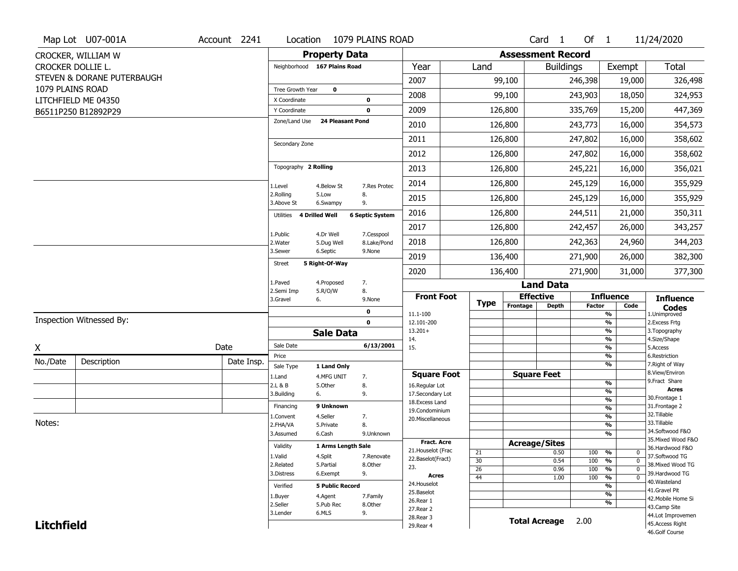Map Lot U07-001A | Account 2241 | Location 1079 PLAINS ROAD | Card 1 Of 1 | 11/24/2020

CROCKER, WILLIAM W
CROCKER DOLLIE L.
STEVEN & DORANE PUTERBAUGH
1079 PLAINS ROAD
LITCHFIELD ME 04350
B6511P250 B12892P29

## Property Data

Neighborhood: 167 Plains Road

Tree Growth Year: 0
X Coordinate: 0
Y Coordinate: 0
Zone/Land Use: 24 Pleasant Pond
Secondary Zone:

Topography: 2 Rolling
1.Level 4.Below St 7.Res Protec
2.Rolling 5.Low 8.
3.Above St 6.Swampy 9.

Utilities: 4 Drilled Well, 6 Septic System
1.Public 4.Dr Well 7.Cesspool
2.Water 5.Dug Well 8.Lake/Pond
3.Sewer 6.Septic 9.None

Street: 5 Right-Of-Way
1.Paved 4.Proposed 7.
2.Semi Imp 5.R/O/W 8.
3.Gravel 6. 9.None

0
0

## Sale Data

Sale Date: 6/13/2001
Price:
Sale Type: 1 Land Only
1.Land 4.MFG UNIT 7.
2.L & B 5.Other 8.
3.Building 6. 9.

Financing: 9 Unknown
1.Convent 4.Seller 7.
2.FHA/VA 5.Private 8.
3.Assumed 6.Cash 9.Unknown

Validity: 1 Arms Length Sale
1.Valid 4.Split 7.Renovate
2.Related 5.Partial 8.Other
3.Distress 6.Exempt 9.

Verified: 5 Public Record
1.Buyer 4.Agent 7.Family
2.Seller 5.Pub Rec 8.Other
3.Lender 6.MLS 9.

## Assessment Record

| Year | Land | Buildings | Exempt | Total |
|---|---|---|---|---|
| 2007 | 99,100 | 246,398 | 19,000 | 326,498 |
| 2008 | 99,100 | 243,903 | 18,050 | 324,953 |
| 2009 | 126,800 | 335,769 | 15,200 | 447,369 |
| 2010 | 126,800 | 243,773 | 16,000 | 354,573 |
| 2011 | 126,800 | 247,802 | 16,000 | 358,602 |
| 2012 | 126,800 | 247,802 | 16,000 | 358,602 |
| 2013 | 126,800 | 245,221 | 16,000 | 356,021 |
| 2014 | 126,800 | 245,129 | 16,000 | 355,929 |
| 2015 | 126,800 | 245,129 | 16,000 | 355,929 |
| 2016 | 126,800 | 244,511 | 21,000 | 350,311 |
| 2017 | 126,800 | 242,457 | 26,000 | 343,257 |
| 2018 | 126,800 | 242,363 | 24,960 | 344,203 |
| 2019 | 136,400 | 271,900 | 26,000 | 382,300 |
| 2020 | 136,400 | 271,900 | 31,000 | 377,300 |

## Land Data

Front Foot: 11.1-100, 12.101-200, 13.201+, 14., 15.
Square Foot: 16.Regular Lot, 17.Secondary Lot, 18.Excess Land, 19.Condominium, 20.Miscellaneous
Fract. Acre: 21.Houselot (Frac, 22.Baselot(Fract), 23.
Acres: 24.Houselot, 25.Baselot, 26.Rear 1, 27.Rear 2, 28.Rear 3, 29.Rear 4

### Acreage/Sites

| Type | Acreage/Sites | Influence Factor | Code |
|---|---|---|---|
| 21 | 0.50 | 100 % | 0 |
| 30 | 0.54 | 100 % | 0 |
| 26 | 0.96 | 100 % | 0 |
| 44 | 1.00 | 100 % | 0 |

Total Acreage: 2.00

Influence Codes: 1.Unimproved, 2.Excess Frtg, 3.Topography, 4.Size/Shape, 5.Access, 6.Restriction, 7.Right of Way, 8.View/Environ, 9.Fract Share

Acres: 30.Frontage 1, 31.Frontage 2, 32.Tillable, 33.Tillable, 34.Softwood F&O, 35.Mixed Wood F&O, 36.Hardwood F&O, 37.Softwood TG, 38.Mixed Wood TG, 39.Hardwood TG, 40.Wasteland, 41.Gravel Pit, 42.Mobile Home Si, 43.Camp Site, 44.Lot Improvemen, 45.Access Right, 46.Golf Course

Inspection Witnessed By:

X Date

| No./Date | Description | Date Insp. |
|---|---|---|
| | | |
| | | |
| | | |

Notes:

**Litchfield**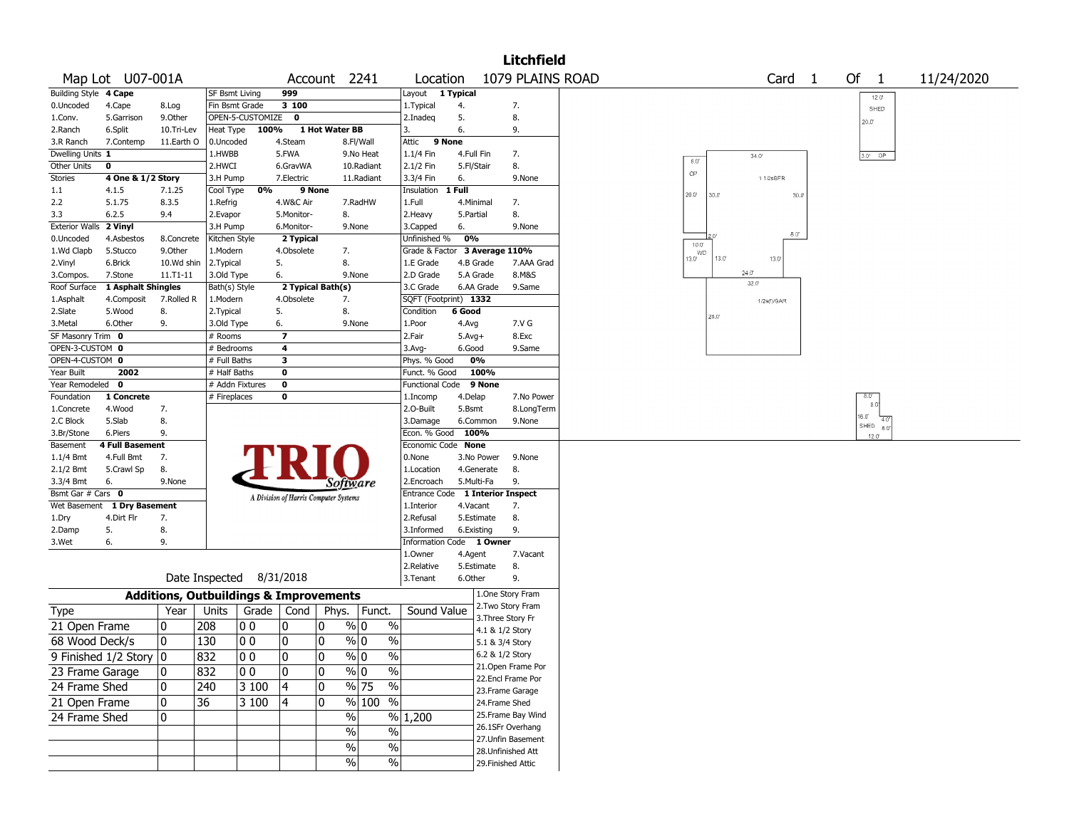# Litchfield

**Map Lot** U07-001A **Account** 2241 **Location** 1079 PLAINS ROAD **Card** 1 **Of** 1 11/24/2020

| Building Style | 4 Cape | | SF Bsmt Living | 999 | | Layout | 1 Typical | |
|---|---|---|---|---|---|---|---|---|
| 0.Uncoded | 4.Cape | 8.Log | Fin Bsmt Grade | 3 100 | | 1.Typical | 4. | 7. |
| 1.Conv. | 5.Garrison | 9.Other | OPEN-5-CUSTOMIZE | 0 | | 2.Inadeq | 5. | 8. |
| 2.Ranch | 6.Split | 10.Tri-Lev | Heat Type 100% | 1 Hot Water BB | | 3. | 6. | 9. |
| 3.R Ranch | 7.Contemp | 11.Earth O | 0.Uncoded | 4.Steam | 8.Fl/Wall | Attic | 9 None | |
| Dwelling Units | 1 | | 1.HWBB | 5.FWA | 9.No Heat | 1.1/4 Fin | 4.Full Fin | 7. |
| Other Units | 0 | | 2.HWCI | 6.GravWA | 10.Radiant | 2.1/2 Fin | 5.Fl/Stair | 8. |
| Stories | 4 One & 1/2 Story | | 3.H Pump | 7.Electric | 11.Radiant | 3.3/4 Fin | 6. | 9.None |
| 1.1 | 4.1.5 | 7.1.25 | Cool Type 0% | 9 None | | Insulation | 1 Full | |
| 2.2 | 5.1.75 | 8.3.5 | 1.Refrig | 4.W&C Air | 7.RadHW | 1.Full | 4.Minimal | 7. |
| 3.3 | 6.2.5 | 9.4 | 2.Evapor | 5.Monitor- | 8. | 2.Heavy | 5.Partial | 8. |
| Exterior Walls | 2 Vinyl | | 3.H Pump | 6.Monitor- | 9.None | 3.Capped | 6. | 9.None |
| 0.Uncoded | 4.Asbestos | 8.Concrete | Kitchen Style | 2 Typical | | Unfinished % | 0% | |
| 1.Wd Clapb | 5.Stucco | 9.Other | 1.Modern | 4.Obsolete | 7. | Grade & Factor | 3 Average 110% | |
| 2.Vinyl | 6.Brick | 10.Wd shin | 2.Typical | 5. | 8. | 1.E Grade | 4.B Grade | 7.AAA Grad |
| 3.Compos. | 7.Stone | 11.T1-11 | 3.Old Type | 6. | 9.None | 2.D Grade | 5.A Grade | 8.M&S |
| Roof Surface | 1 Asphalt Shingles | | Bath(s) Style | 2 Typical Bath(s) | | 3.C Grade | 6.AA Grade | 9.Same |
| 1.Asphalt | 4.Composit | 7.Rolled R | 1.Modern | 4.Obsolete | 7. | SQFT (Footprint) | 1332 | |
| 2.Slate | 5.Wood | 8. | 2.Typical | 5. | 8. | Condition | 6 Good | |
| 3.Metal | 6.Other | 9. | 3.Old Type | 6. | 9.None | 1.Poor | 4.Avg | 7.V G |
| SF Masonry Trim | 0 | | # Rooms | 7 | | 2.Fair | 5.Avg+ | 8.Exc |
| OPEN-3-CUSTOM | 0 | | # Bedrooms | 4 | | 3.Avg- | 6.Good | 9.Same |
| OPEN-4-CUSTOM | 0 | | # Full Baths | 3 | | Phys. % Good | 0% | |
| Year Built | 2002 | | # Half Baths | 0 | | Funct. % Good | 100% | |
| Year Remodeled | 0 | | # Addn Fixtures | 0 | | Functional Code | 9 None | |
| Foundation | 1 Concrete | | # Fireplaces | 0 | | 1.Incomp | 4.Delap | 7.No Power |
| 1.Concrete | 4.Wood | 7. | | | | 2.O-Built | 5.Bsmt | 8.LongTerm |
| 2.C Block | 5.Slab | 8. | | | | 3.Damage | 6.Common | 9.None |
| 3.Br/Stone | 6.Piers | 9. | | | | Econ. % Good | 100% | |
| Basement | 4 Full Basement | | | | | Economic Code | None | |
| 1.1/4 Bmt | 4.Full Bmt | 7. | | | | 0.None | 3.No Power | 9.None |
| 2.1/2 Bmt | 5.Crawl Sp | 8. | | | | 1.Location | 4.Generate | 8. |
| 3.3/4 Bmt | 6. | 9.None | | | | 2.Encroach | 5.Multi-Fa | 9. |
| Bsmt Gar # Cars | 0 | | | | | Entrance Code | 1 Interior Inspect | |
| Wet Basement | 1 Dry Basement | | | | | 1.Interior | 4.Vacant | 7. |
| 1.Dry | 4.Dirt Flr | 7. | | | | 2.Refusal | 5.Estimate | 8. |
| 2.Damp | 5. | 8. | | | | 3.Informed | 6.Existing | 9. |
| 3.Wet | 6. | 9. | | | | Information Code | 1 Owner | |
| | | | | | | 1.Owner | 4.Agent | 7.Vacant |
| | | | | | | 2.Relative | 5.Estimate | 8. |
| | | | | | | 3.Tenant | 6.Other | 9. |

TRIO Software — A Division of Harris Computer Systems

Date Inspected 8/31/2018

## Additions, Outbuildings & Improvements

| Type | Year | Units | Grade | Cond | Phys. % | Funct. % | Sound Value |
|---|---|---|---|---|---|---|---|
| 21 Open Frame | 0 | 208 | 0 0 | 0 | 0 % | 0 % | |
| 68 Wood Deck/s | 0 | 130 | 0 0 | 0 | 0 % | 0 % | |
| 9 Finished 1/2 Story | 0 | 832 | 0 0 | 0 | 0 % | 0 % | |
| 23 Frame Garage | 0 | 832 | 0 0 | 0 | 0 % | 0 % | |
| 24 Frame Shed | 0 | 240 | 3 100 | 4 | 0 % | 75 % | |
| 21 Open Frame | 0 | 36 | 3 100 | 4 | 0 % | 100 % | |
| 24 Frame Shed | 0 | | | | % | % | 1,200 |
| | | | | | % | % | |
| | | | | | % | % | |
| | | | | | % | % | |

1.One Story Fram
2.Two Story Fram
3.Three Story Fr
4.1 & 1/2 Story
5.1 & 3/4 Story
6.2 & 1/2 Story
21.Open Frame Por
22.Encl Frame Por
23.Frame Garage
24.Frame Shed
25.Frame Bay Wind
26.1SFr Overhang
27.Unfin Basement
28.Unfinished Att
29.Finished Attic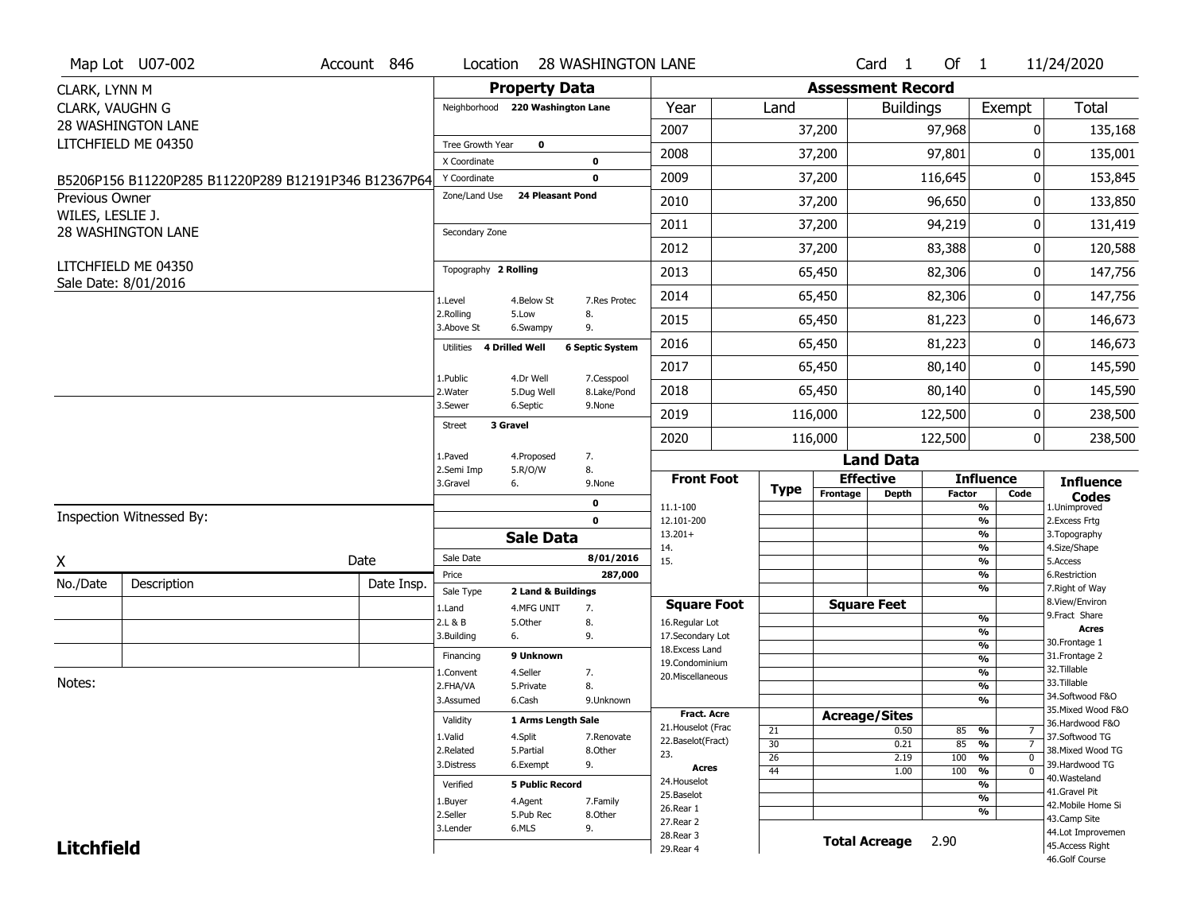Map Lot U07-002 | Account 846 | Location 28 WASHINGTON LANE | Card 1 Of 1 | 11/24/2020

CLARK, LYNN M
CLARK, VAUGHN G
28 WASHINGTON LANE
LITCHFIELD ME 04350

B5206P156 B11220P285 B11220P289 B12191P346 B12367P64

Previous Owner
WILES, LESLIE J.
28 WASHINGTON LANE

LITCHFIELD ME 04350
Sale Date: 8/01/2016

## Property Data

Neighborhood: 220 Washington Lane

Tree Growth Year: 0
X Coordinate: 0
Y Coordinate: 0
Zone/Land Use: 24 Pleasant Pond

Secondary Zone

Topography: 2 Rolling

1.Level 4.Below St 7.Res Protec
2.Rolling 5.Low 8.
3.Above St 6.Swampy 9.

Utilities: 4 Drilled Well, 6 Septic System

1.Public 4.Dr Well 7.Cesspool
2.Water 5.Dug Well 8.Lake/Pond
3.Sewer 6.Septic 9.None

Street: 3 Gravel

1.Paved 4.Proposed 7.
2.Semi Imp 5.R/O/W 8.
3.Gravel 6. 9.None

0
0

## Sale Data

Sale Date: 8/01/2016
Price: 287,000
Sale Type: 2 Land & Buildings

1.Land 4.MFG UNIT 7.
2.L & B 5.Other 8.
3.Building 6. 9.

Financing: 9 Unknown

1.Convent 4.Seller 7.
2.FHA/VA 5.Private 8.
3.Assumed 6.Cash 9.Unknown

Validity: 1 Arms Length Sale

1.Valid 4.Split 7.Renovate
2.Related 5.Partial 8.Other
3.Distress 6.Exempt 9.

Verified: 5 Public Record

1.Buyer 4.Agent 7.Family
2.Seller 5.Pub Rec 8.Other
3.Lender 6.MLS 9.

## Assessment Record

| Year | Land | Buildings | Exempt | Total |
|---|---|---|---|---|
| 2007 | 37,200 | 97,968 | 0 | 135,168 |
| 2008 | 37,200 | 97,801 | 0 | 135,001 |
| 2009 | 37,200 | 116,645 | 0 | 153,845 |
| 2010 | 37,200 | 96,650 | 0 | 133,850 |
| 2011 | 37,200 | 94,219 | 0 | 131,419 |
| 2012 | 37,200 | 83,388 | 0 | 120,588 |
| 2013 | 65,450 | 82,306 | 0 | 147,756 |
| 2014 | 65,450 | 82,306 | 0 | 147,756 |
| 2015 | 65,450 | 81,223 | 0 | 146,673 |
| 2016 | 65,450 | 81,223 | 0 | 146,673 |
| 2017 | 65,450 | 80,140 | 0 | 145,590 |
| 2018 | 65,450 | 80,140 | 0 | 145,590 |
| 2019 | 116,000 | 122,500 | 0 | 238,500 |
| 2020 | 116,000 | 122,500 | 0 | 238,500 |

## Land Data

| Front Foot | Type | Effective Frontage | Effective Depth | Influence Factor | Influence Code |
|---|---|---|---|---|---|
| 11.1-100 | | | | % | |
| 12.101-200 | | | | % | |
| 13.201+ | | | | % | |
| 14. | | | | % | |
| 15. | | | | % | |
| | | | | % | |
| | | | | % | |

| Square Foot | Square Feet | Influence Factor |
|---|---|---|
| 16.Regular Lot | | % |
| 17.Secondary Lot | | % |
| 18.Excess Land | | % |
| 19.Condominium | | % |
| 20.Miscellaneous | | % |
| | | % |
| | | % |

| Fract. Acre / Acres | Type | Acreage/Sites | Influence Factor | Influence Code |
|---|---|---|---|---|
| 21.Houselot (Frac | 21 | 0.50 | 85 % | 7 |
| 22.Baselot(Fract) | 30 | 0.21 | 85 % | 7 |
| 23. | 26 | 2.19 | 100 % | 0 |
| 24.Houselot | 44 | 1.00 | 100 % | 0 |
| 25.Baselot | | | % | |
| 26.Rear 1 | | | % | |
| 27.Rear 2 | | | % | |
| 28.Rear 3 | | | | |
| 29.Rear 4 | | | | |

Total Acreage: 2.90

**Influence Codes**
1.Unimproved
2.Excess Frtg
3.Topography
4.Size/Shape
5.Access
6.Restriction
7.Right of Way
8.View/Environ
9.Fract Share

**Acres**
30.Frontage 1
31.Frontage 2
32.Tillable
33.Tillable
34.Softwood F&O
35.Mixed Wood F&O
36.Hardwood F&O
37.Softwood TG
38.Mixed Wood TG
39.Hardwood TG
40.Wasteland
41.Gravel Pit
42.Mobile Home Si
43.Camp Site
44.Lot Improvemen
45.Access Right
46.Golf Course

Inspection Witnessed By:

X ____________________ Date

| No./Date | Description | Date Insp. |
|---|---|---|
| | | |
| | | |
| | | |

Notes:

**Litchfield**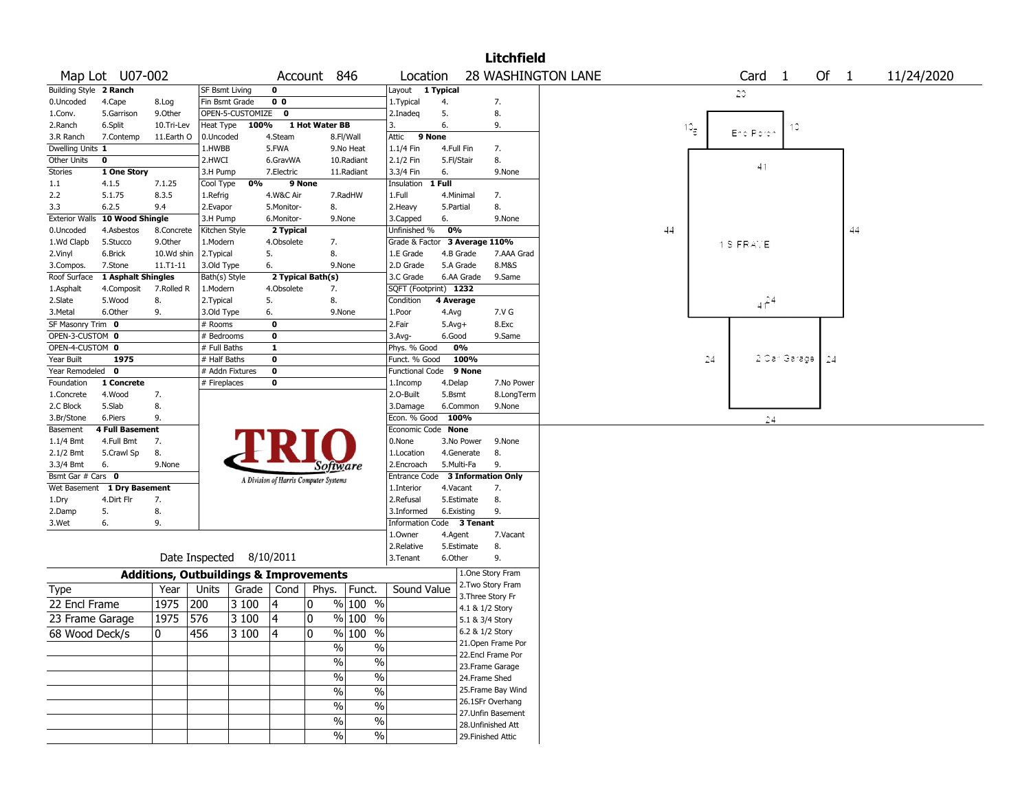# Litchfield

**Map Lot** U07-002 **Account** 846 **Location** 28 WASHINGTON LANE **Card** 1 **Of** 1 11/24/2020

| Building Style | 2 Ranch | | SF Bsmt Living | 0 | | Layout | 1 Typical | |
|---|---|---|---|---|---|---|---|---|
| 0.Uncoded | 4.Cape | 8.Log | Fin Bsmt Grade | 0 0 | | 1.Typical | 4. | 7. |
| 1.Conv. | 5.Garrison | 9.Other | OPEN-5-CUSTOMIZE | 0 | | 2.Inadeq | 5. | 8. |
| 2.Ranch | 6.Split | 10.Tri-Lev | Heat Type | 100% | 1 Hot Water BB | 3. | 6. | 9. |
| 3.R Ranch | 7.Contemp | 11.Earth O | 0.Uncoded | 4.Steam | 8.Fl/Wall | Attic | 9 None | |
| Dwelling Units | 1 | | 1.HWBB | 5.FWA | 9.No Heat | 1.1/4 Fin | 4.Full Fin | 7. |
| Other Units | 0 | | 2.HWCI | 6.GravWA | 10.Radiant | 2.1/2 Fin | 5.Fl/Stair | 8. |
| Stories | 1 One Story | | 3.H Pump | 7.Electric | 11.Radiant | 3.3/4 Fin | 6. | 9.None |
| 1.1 | 4.1.5 | 7.1.25 | Cool Type | 0% | 9 None | Insulation | 1 Full | |
| 2.2 | 5.1.75 | 8.3.5 | 1.Refrig | 4.W&C Air | 7.RadHW | 1.Full | 4.Minimal | 7. |
| 3.3 | 6.2.5 | 9.4 | 2.Evapor | 5.Monitor- | 8. | 2.Heavy | 5.Partial | 8. |
| Exterior Walls | 10 Wood Shingle | | 3.H Pump | 6.Monitor- | 9.None | 3.Capped | 6. | 9.None |
| 0.Uncoded | 4.Asbestos | 8.Concrete | Kitchen Style | 2 Typical | | Unfinished % | 0% | |
| 1.Wd Clapb | 5.Stucco | 9.Other | 1.Modern | 4.Obsolete | 7. | Grade & Factor | 3 Average 110% | |
| 2.Vinyl | 6.Brick | 10.Wd shin | 2.Typical | 5. | 8. | 1.E Grade | 4.B Grade | 7.AAA Grad |
| 3.Compos. | 7.Stone | 11.T1-11 | 3.Old Type | 6. | 9.None | 2.D Grade | 5.A Grade | 8.M&S |
| Roof Surface | 1 Asphalt Shingles | | Bath(s) Style | 2 Typical Bath(s) | | 3.C Grade | 6.AA Grade | 9.Same |
| 1.Asphalt | 4.Composit | 7.Rolled R | 1.Modern | 4.Obsolete | 7. | SQFT (Footprint) | 1232 | |
| 2.Slate | 5.Wood | 8. | 2.Typical | 5. | 8. | Condition | 4 Average | |
| 3.Metal | 6.Other | 9. | 3.Old Type | 6. | 9.None | 1.Poor | 4.Avg | 7.V G |
| SF Masonry Trim | 0 | | # Rooms | 0 | | 2.Fair | 5.Avg+ | 8.Exc |
| OPEN-3-CUSTOM | 0 | | # Bedrooms | 0 | | 3.Avg- | 6.Good | 9.Same |
| OPEN-4-CUSTOM | 0 | | # Full Baths | 1 | | Phys. % Good | 0% | |
| Year Built | 1975 | | # Half Baths | 0 | | Funct. % Good | 100% | |
| Year Remodeled | 0 | | # Addn Fixtures | 0 | | Functional Code | 9 None | |
| Foundation | 1 Concrete | | # Fireplaces | 0 | | 1.Incomp | 4.Delap | 7.No Power |
| 1.Concrete | 4.Wood | 7. | | | | 2.O-Built | 5.Bsmt | 8.LongTerm |
| 2.C Block | 5.Slab | 8. | | | | 3.Damage | 6.Common | 9.None |
| 3.Br/Stone | 6.Piers | 9. | | | | Econ. % Good | 100% | |
| Basement | 4 Full Basement | | | | | Economic Code | None | |
| 1.1/4 Bmt | 4.Full Bmt | 7. | | | | 0.None | 3.No Power | 9.None |
| 2.1/2 Bmt | 5.Crawl Sp | 8. | | | | 1.Location | 4.Generate | 8. |
| 3.3/4 Bmt | 6. | 9.None | | | | 2.Encroach | 5.Multi-Fa | 9. |
| Bsmt Gar # Cars | 0 | | | | | Entrance Code | 3 Information Only | |
| Wet Basement | 1 Dry Basement | | | | | 1.Interior | 4.Vacant | 7. |
| 1.Dry | 4.Dirt Flr | 7. | | | | 2.Refusal | 5.Estimate | 8. |
| 2.Damp | 5. | 8. | | | | 3.Informed | 6.Existing | 9. |
| 3.Wet | 6. | 9. | | | | Information Code | 3 Tenant | |
| | | | | | | 1.Owner | 4.Agent | 7.Vacant |
| | | | | | | 2.Relative | 5.Estimate | 8. |
| | | | | | | 3.Tenant | 6.Other | 9. |

TRIO Software — A Division of Harris Computer Systems

Date Inspected 8/10/2011

## Additions, Outbuildings & Improvements

| Type | Year | Units | Grade | Cond | Phys. | Funct. | Sound Value |
|---|---|---|---|---|---|---|---|
| 22 Encl Frame | 1975 | 200 | 3 100 | 4 | 0 % | 100 % | |
| 23 Frame Garage | 1975 | 576 | 3 100 | 4 | 0 % | 100 % | |
| 68 Wood Deck/s | 0 | 456 | 3 100 | 4 | 0 % | 100 % | |
| | | | | | % | % | |
| | | | | | % | % | |
| | | | | | % | % | |
| | | | | | % | % | |
| | | | | | % | % | |
| | | | | | % | % | |
| | | | | | % | % | |

1.One Story Fram
2.Two Story Fram
3.Three Story Fr
4.1 & 1/2 Story
5.1 & 3/4 Story
6.2 & 1/2 Story
21.Open Frame Por
22.Encl Frame Por
23.Frame Garage
24.Frame Shed
25.Frame Bay Wind
26.1SFr Overhang
27.Unfin Basement
28.Unfinished Att
29.Finished Attic

Sketch labels: 20, 10, Enc Porch, 10, 41, 44, 1 S FRAME, 44, 41, 24, 24, 2 Car Garage, 24, 24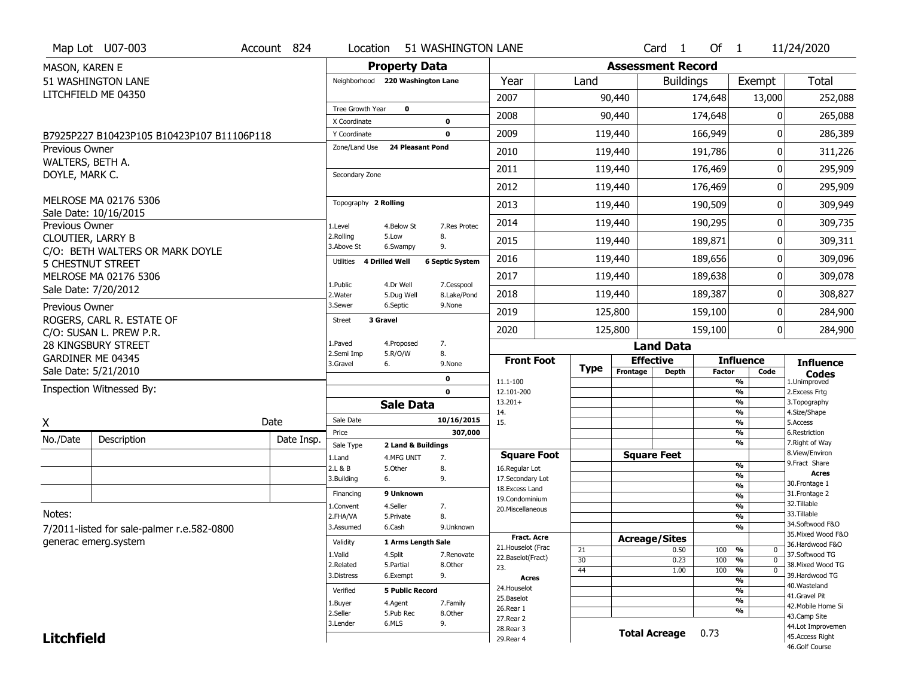Map Lot U07-003 | Account 824 | Location 51 WASHINGTON LANE | Card 1 Of 1 | 11/24/2020

MASON, KAREN E
51 WASHINGTON LANE
LITCHFIELD ME 04350

B7925P227 B10423P105 B10423P107 B11106P118

Previous Owner
WALTERS, BETH A.
DOYLE, MARK C.

MELROSE MA 02176 5306
Sale Date: 10/16/2015

Previous Owner
CLOUTIER, LARRY B
C/O: BETH WALTERS OR MARK DOYLE
5 CHESTNUT STREET
MELROSE MA 02176 5306
Sale Date: 7/20/2012

Previous Owner
ROGERS, CARL R. ESTATE OF
C/O: SUSAN L. PREW P.R.
28 KINGSBURY STREET
GARDINER ME 04345
Sale Date: 5/21/2010

Inspection Witnessed By:

X ______________________ Date

| No./Date | Description | Date Insp. |
|---|---|---|
| | | |
| | | |
| | | |

Notes:
7/2011-listed for sale-palmer r.e.582-0800
generac emerg.system

## Property Data

- Neighborhood: 220 Washington Lane
- Tree Growth Year: 0
- X Coordinate: 0
- Y Coordinate: 0
- Zone/Land Use: 24 Pleasant Pond
- Secondary Zone:
- Topography: 2 Rolling
  - 1.Level 2.Rolling 3.Above St 4.Below St 5.Low 6.Swampy 7.Res Protec 8. 9.
- Utilities: 4 Drilled Well, 6 Septic System
  - 1.Public 2.Water 3.Sewer 4.Dr Well 5.Dug Well 6.Septic 7.Cesspool 8.Lake/Pond 9.None
- Street: 3 Gravel
  - 1.Paved 2.Semi Imp 3.Gravel 4.Proposed 5.R/O/W 6. 7. 8. 9.None

## Sale Data

- Sale Date: 10/16/2015
- Price: 307,000
- Sale Type: 2 Land & Buildings
  - 1.Land 2.L & B 3.Building 4.MFG UNIT 5.Other 6. 7. 8. 9.
- Financing: 9 Unknown
  - 1.Convent 2.FHA/VA 3.Assumed 4.Seller 5.Private 6.Cash 7. 8. 9.Unknown
- Validity: 1 Arms Length Sale
  - 1.Valid 2.Related 3.Distress 4.Split 5.Partial 6.Exempt 7.Renovate 8.Other 9.
- Verified: 5 Public Record
  - 1.Buyer 2.Seller 3.Lender 4.Agent 5.Pub Rec 6.MLS 7.Family 8.Other 9.

## Assessment Record

| Year | Land | Buildings | Exempt | Total |
|---|---|---|---|---|
| 2007 | 90,440 | 174,648 | 13,000 | 252,088 |
| 2008 | 90,440 | 174,648 | 0 | 265,088 |
| 2009 | 119,440 | 166,949 | 0 | 286,389 |
| 2010 | 119,440 | 191,786 | 0 | 311,226 |
| 2011 | 119,440 | 176,469 | 0 | 295,909 |
| 2012 | 119,440 | 176,469 | 0 | 295,909 |
| 2013 | 119,440 | 190,509 | 0 | 309,949 |
| 2014 | 119,440 | 190,295 | 0 | 309,735 |
| 2015 | 119,440 | 189,871 | 0 | 309,311 |
| 2016 | 119,440 | 189,656 | 0 | 309,096 |
| 2017 | 119,440 | 189,638 | 0 | 309,078 |
| 2018 | 119,440 | 189,387 | 0 | 308,827 |
| 2019 | 125,800 | 159,100 | 0 | 284,900 |
| 2020 | 125,800 | 159,100 | 0 | 284,900 |

## Land Data

| Type | Effective Frontage / Square Feet / Acreage | Depth | Influence Factor | Influence Code |
|---|---|---|---|---|
| 21 | | 0.50 | 100 % | 0 |
| 30 | | 0.23 | 100 % | 0 |
| 44 | | 1.00 | 100 % | 0 |

Front Foot: 11.1-100, 12.101-200, 13.201+, 14., 15.

Square Foot: 16.Regular Lot, 17.Secondary Lot, 18.Excess Land, 19.Condominium, 20.Miscellaneous

Fract. Acre: 21.Houselot (Frac), 22.Baselot(Fract), 23.

Acres: 24.Houselot, 25.Baselot, 26.Rear 1, 27.Rear 2, 28.Rear 3, 29.Rear 4

**Total Acreage** 0.73

Influence Codes: 1.Unimproved, 2.Excess Frtg, 3.Topography, 4.Size/Shape, 5.Access, 6.Restriction, 7.Right of Way, 8.View/Environ, 9.Fract Share

Acres: 30.Frontage 1, 31.Frontage 2, 32.Tillable, 33.Tillable, 34.Softwood F&O, 35.Mixed Wood F&O, 36.Hardwood F&O, 37.Softwood TG, 38.Mixed Wood TG, 39.Hardwood TG, 40.Wasteland, 41.Gravel Pit, 42.Mobile Home Si, 43.Camp Site, 44.Lot Improvemen, 45.Access Right, 46.Golf Course

**Litchfield**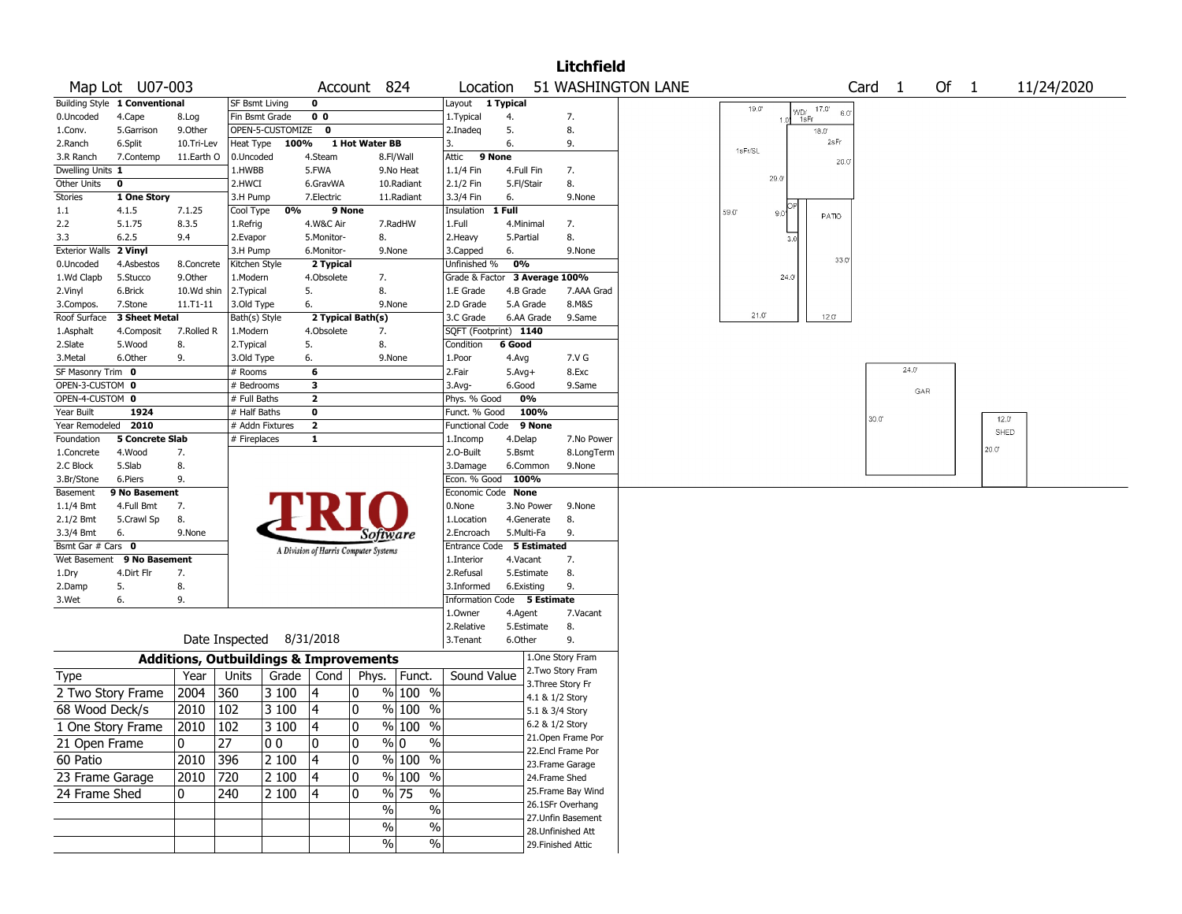# Litchfield

**Map Lot** U07-003 **Account** 824 **Location** 51 WASHINGTON LANE **Card** 1 **Of** 1 11/24/2020

| Building Style | 1 Conventional | | SF Bsmt Living | 0 | | | Layout | 1 Typical | |
|---|---|---|---|---|---|---|---|---|---|
| 0.Uncoded | 4.Cape | 8.Log | Fin Bsmt Grade | 0 0 | | | 1.Typical | 4. | 7. |
| 1.Conv. | 5.Garrison | 9.Other | OPEN-5-CUSTOMIZE | 0 | | | 2.Inadeq | 5. | 8. |
| 2.Ranch | 6.Split | 10.Tri-Lev | Heat Type | 100% | 1 Hot Water BB | | 3. | 6. | 9. |
| 3.R Ranch | 7.Contemp | 11.Earth O | 0.Uncoded | 4.Steam | 8.Fl/Wall | | Attic | 9 None | |
| Dwelling Units | 1 | | 1.HWBB | 5.FWA | 9.No Heat | | 1.1/4 Fin | 4.Full Fin | 7. |
| Other Units | 0 | | 2.HWCI | 6.GravWA | 10.Radiant | | 2.1/2 Fin | 5.Fl/Stair | 8. |
| Stories | 1 One Story | | 3.H Pump | 7.Electric | 11.Radiant | | 3.3/4 Fin | 6. | 9.None |
| 1.1 | 4.1.5 | 7.1.25 | Cool Type | 0% | 9 None | | Insulation | 1 Full | |
| 2.2 | 5.1.75 | 8.3.5 | 1.Refrig | 4.W&C Air | 7.RadHW | | 1.Full | 4.Minimal | 7. |
| 3.3 | 6.2.5 | 9.4 | 2.Evapor | 5.Monitor- | 8. | | 2.Heavy | 5.Partial | 8. |
| Exterior Walls | 2 Vinyl | | 3.H Pump | 6.Monitor- | 9.None | | 3.Capped | 6. | 9.None |
| 0.Uncoded | 4.Asbestos | 8.Concrete | Kitchen Style | 2 Typical | | | Unfinished % | 0% | |
| 1.Wd Clapb | 5.Stucco | 9.Other | 1.Modern | 4.Obsolete | 7. | | Grade & Factor | 3 Average 100% | |
| 2.Vinyl | 6.Brick | 10.Wd shin | 2.Typical | 5. | 8. | | 1.E Grade | 4.B Grade | 7.AAA Grad |
| 3.Compos. | 7.Stone | 11.T1-11 | 3.Old Type | 6. | 9.None | | 2.D Grade | 5.A Grade | 8.M&S |
| Roof Surface | 3 Sheet Metal | | Bath(s) Style | 2 Typical Bath(s) | | | 3.C Grade | 6.AA Grade | 9.Same |
| 1.Asphalt | 4.Composit | 7.Rolled R | 1.Modern | 4.Obsolete | 7. | | SQFT (Footprint) | 1140 | |
| 2.Slate | 5.Wood | 8. | 2.Typical | 5. | 8. | | Condition | 6 Good | |
| 3.Metal | 6.Other | 9. | 3.Old Type | 6. | 9.None | | 1.Poor | 4.Avg | 7.V G |
| SF Masonry Trim | 0 | | # Rooms | 6 | | | 2.Fair | 5.Avg+ | 8.Exc |
| OPEN-3-CUSTOM | 0 | | # Bedrooms | 3 | | | 3.Avg- | 6.Good | 9.Same |
| OPEN-4-CUSTOM | 0 | | # Full Baths | 2 | | | Phys. % Good | 0% | |
| Year Built | 1924 | | # Half Baths | 0 | | | Funct. % Good | 100% | |
| Year Remodeled | 2010 | | # Addn Fixtures | 2 | | | Functional Code | 9 None | |
| Foundation | 5 Concrete Slab | | # Fireplaces | 1 | | | 1.Incomp | 4.Delap | 7.No Power |
| 1.Concrete | 4.Wood | 7. | | | | | 2.O-Built | 5.Bsmt | 8.LongTerm |
| 2.C Block | 5.Slab | 8. | | | | | 3.Damage | 6.Common | 9.None |
| 3.Br/Stone | 6.Piers | 9. | | | | | Econ. % Good | 100% | |
| Basement | 9 No Basement | | | | | | Economic Code | None | |
| 1.1/4 Bmt | 4.Full Bmt | 7. | | | | | 0.None | 3.No Power | 9.None |
| 2.1/2 Bmt | 5.Crawl Sp | 8. | | | | | 1.Location | 4.Generate | 8. |
| 3.3/4 Bmt | 6. | 9.None | | | | | 2.Encroach | 5.Multi-Fa | 9. |
| Bsmt Gar # Cars | 0 | | | | | | Entrance Code | 5 Estimated | |
| Wet Basement | 9 No Basement | | | | | | 1.Interior | 4.Vacant | 7. |
| 1.Dry | 4.Dirt Flr | 7. | | | | | 2.Refusal | 5.Estimate | 8. |
| 2.Damp | 5. | 8. | | | | | 3.Informed | 6.Existing | 9. |
| 3.Wet | 6. | 9. | | | | | Information Code | 5 Estimate | |
| | | | | | | | 1.Owner | 4.Agent | 7.Vacant |
| | | | | | | | 2.Relative | 5.Estimate | 8. |
| | | | | | | | 3.Tenant | 6.Other | 9. |

TRIO Software — A Division of Harris Computer Systems

Date Inspected 8/31/2018

## Additions, Outbuildings & Improvements

| Type | Year | Units | Grade | Cond | Phys. | Funct. | Sound Value |
|---|---|---|---|---|---|---|---|
| 2 Two Story Frame | 2004 | 360 | 3 100 | 4 | 0 % | 100 % | |
| 68 Wood Deck/s | 2010 | 102 | 3 100 | 4 | 0 % | 100 % | |
| 1 One Story Frame | 2010 | 102 | 3 100 | 4 | 0 % | 100 % | |
| 21 Open Frame | 0 | 27 | 0 0 | 0 | 0 % | 0 % | |
| 60 Patio | 2010 | 396 | 2 100 | 4 | 0 % | 100 % | |
| 23 Frame Garage | 2010 | 720 | 2 100 | 4 | 0 % | 100 % | |
| 24 Frame Shed | 0 | 240 | 2 100 | 4 | 0 % | 75 % | |
| | | | | | % | % | |
| | | | | | % | % | |
| | | | | | % | % | |

1.One Story Fram
2.Two Story Fram
3.Three Story Fr
4.1 & 1/2 Story
5.1 & 3/4 Story
6.2 & 1/2 Story
21.Open Frame Por
22.Encl Frame Por
23.Frame Garage
24.Frame Shed
25.Frame Bay Wind
26.1SFr Overhang
27.Unfin Basement
28.Unfinished Att
29.Finished Attic

Sketch labels: 19.0', WD/1sFr, 17.0', 6.0', 1.0, 18.0', 2sFr, 1sFr/SL, 20.0', 29.0', 59.0', 9.0', OP, PATIO, 3.0, 33.0', 24.0', 21.0', 12.0', GAR 24.0' x 30.0', SHED 12.0' x 20.0'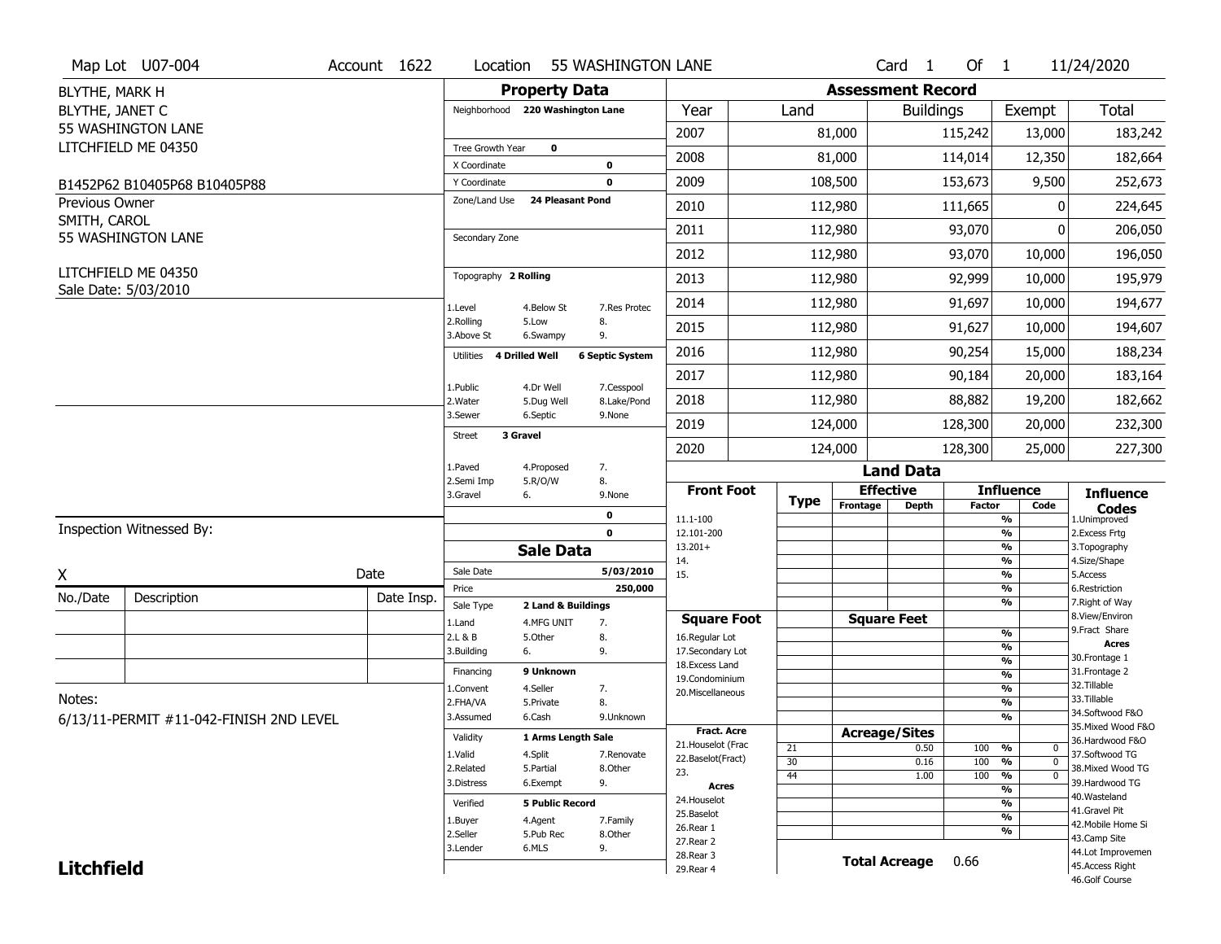Map Lot U07-004 | Account 1622 | Location 55 WASHINGTON LANE | Card 1 Of 1 | 11/24/2020

BLYTHE, MARK H
BLYTHE, JANET C
55 WASHINGTON LANE
LITCHFIELD ME 04350

B1452P62 B10405P68 B10405P88

Previous Owner
SMITH, CAROL
55 WASHINGTON LANE

LITCHFIELD ME 04350
Sale Date: 5/03/2010

## Property Data

Neighborhood **220 Washington Lane**

Tree Growth Year **0**
X Coordinate **0**
Y Coordinate **0**
Zone/Land Use **24 Pleasant Pond**

Secondary Zone

Topography **2 Rolling**

1.Level 4.Below St 7.Res Protec
2.Rolling 5.Low 8.
3.Above St 6.Swampy 9.

Utilities **4 Drilled Well** **6 Septic System**

1.Public 4.Dr Well 7.Cesspool
2.Water 5.Dug Well 8.Lake/Pond
3.Sewer 6.Septic 9.None

Street **3 Gravel**

1.Paved 4.Proposed 7.
2.Semi Imp 5.R/O/W 8.
3.Gravel 6. 9.None

0
0

## Sale Data

Sale Date **5/03/2010**
Price **250,000**
Sale Type **2 Land & Buildings**

1.Land 4.MFG UNIT 7.
2.L & B 5.Other 8.
3.Building 6. 9.

Financing **9 Unknown**

1.Convent 4.Seller 7.
2.FHA/VA 5.Private 8.
3.Assumed 6.Cash 9.Unknown

Validity **1 Arms Length Sale**

1.Valid 4.Split 7.Renovate
2.Related 5.Partial 8.Other
3.Distress 6.Exempt 9.

Verified **5 Public Record**

1.Buyer 4.Agent 7.Family
2.Seller 5.Pub Rec 8.Other
3.Lender 6.MLS 9.

## Assessment Record

| Year | Land | Buildings | Exempt | Total |
|---|---|---|---|---|
| 2007 | 81,000 | 115,242 | 13,000 | 183,242 |
| 2008 | 81,000 | 114,014 | 12,350 | 182,664 |
| 2009 | 108,500 | 153,673 | 9,500 | 252,673 |
| 2010 | 112,980 | 111,665 | 0 | 224,645 |
| 2011 | 112,980 | 93,070 | 0 | 206,050 |
| 2012 | 112,980 | 93,070 | 10,000 | 196,050 |
| 2013 | 112,980 | 92,999 | 10,000 | 195,979 |
| 2014 | 112,980 | 91,697 | 10,000 | 194,677 |
| 2015 | 112,980 | 91,627 | 10,000 | 194,607 |
| 2016 | 112,980 | 90,254 | 15,000 | 188,234 |
| 2017 | 112,980 | 90,184 | 20,000 | 183,164 |
| 2018 | 112,980 | 88,882 | 19,200 | 182,662 |
| 2019 | 124,000 | 128,300 | 20,000 | 232,300 |
| 2020 | 124,000 | 128,300 | 25,000 | 227,300 |

## Land Data

| Front Foot | Type | Effective Frontage | Effective Depth | Influence Factor | Influence Code |
|---|---|---|---|---|---|
| 11.1-100 | | | | % | |
| 12.101-200 | | | | % | |
| 13.201+ | | | | % | |
| 14. | | | | % | |
| 15. | | | | % | |
| | | | | % | |
| | | | | % | |
| **Square Foot** | | **Square Feet** | | | |
| 16.Regular Lot | | | | % | |
| 17.Secondary Lot | | | | % | |
| 18.Excess Land | | | | % | |
| 19.Condominium | | | | % | |
| 20.Miscellaneous | | | | % | |
| | | | | % | |
| | | | | % | |
| **Fract. Acre** | | **Acreage/Sites** | | | |
| 21.Houselot (Frac | 21 | | 0.50 | 100 % | 0 |
| 22.Baselot(Fract) | 30 | | 0.16 | 100 % | 0 |
| 23. | 44 | | 1.00 | 100 % | 0 |
| **Acres** | | | | % | |
| 24.Houselot | | | | % | |
| 25.Baselot | | | | % | |
| 26.Rear 1 | | | | % | |
| 27.Rear 2 | | | | | |
| 28.Rear 3 | | | | | |
| 29.Rear 4 | | | | | |

**Total Acreage** 0.66

**Influence Codes**
1.Unimproved
2.Excess Frtg
3.Topography
4.Size/Shape
5.Access
6.Restriction
7.Right of Way
8.View/Environ
9.Fract Share

**Acres**
30.Frontage 1
31.Frontage 2
32.Tillable
33.Tillable
34.Softwood F&O
35.Mixed Wood F&O
36.Hardwood F&O
37.Softwood TG
38.Mixed Wood TG
39.Hardwood TG
40.Wasteland
41.Gravel Pit
42.Mobile Home Si
43.Camp Site
44.Lot Improvemen
45.Access Right
46.Golf Course

Inspection Witnessed By:

X Date

| No./Date | Description | Date Insp. |
|---|---|---|
| | | |
| | | |
| | | |

Notes:
6/13/11-PERMIT #11-042-FINISH 2ND LEVEL

**Litchfield**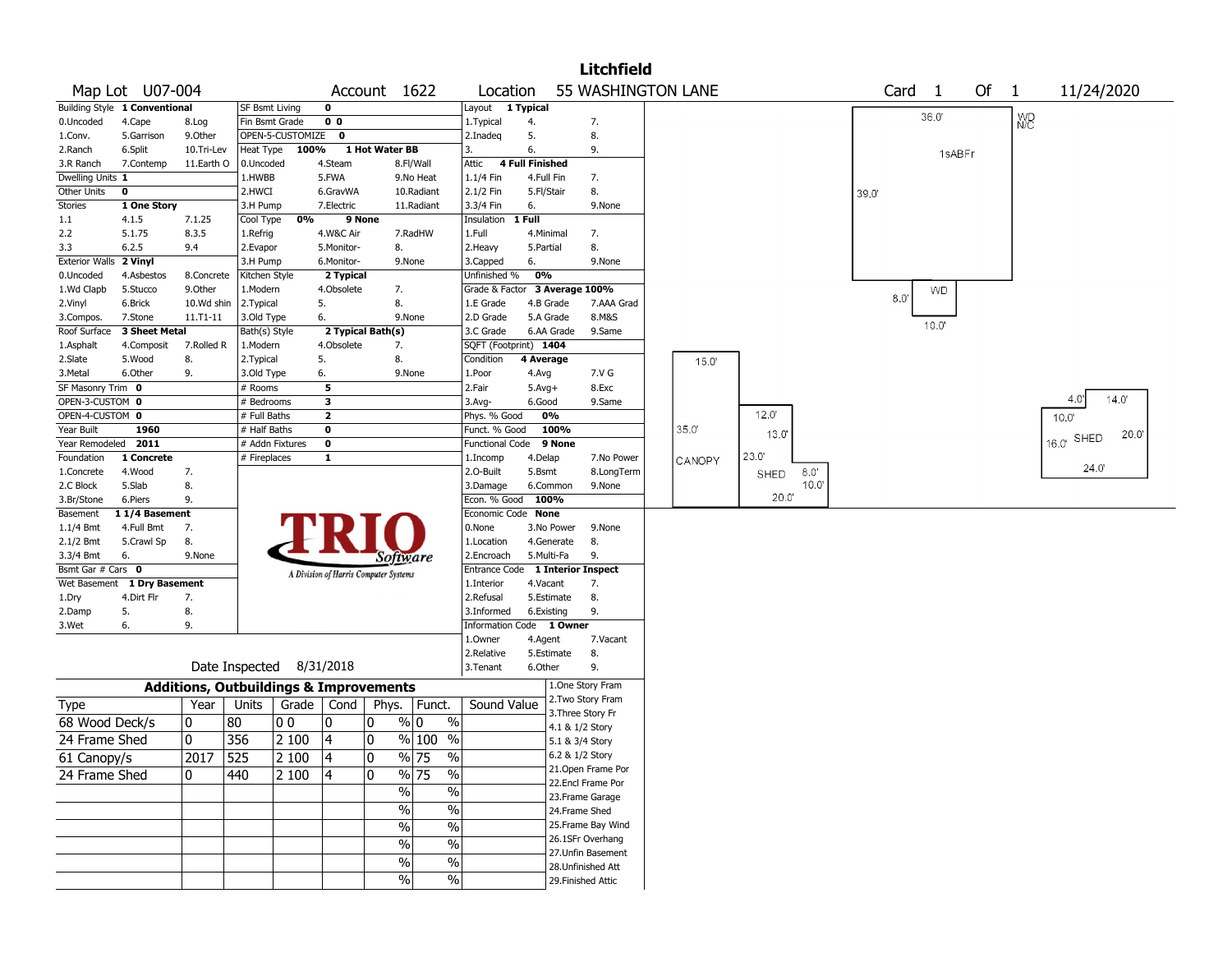# Litchfield

**Map Lot** U07-004 **Account** 1622 **Location** 55 WASHINGTON LANE **Card** 1 **Of** 1 11/24/2020

| | | |
|---|---|---|
| **Building Style** | 1 Conventional | |
| 0.Uncoded | 4.Cape | 8.Log |
| 1.Conv. | 5.Garrison | 9.Other |
| 2.Ranch | 6.Split | 10.Tri-Lev |
| 3.R Ranch | 7.Contemp | 11.Earth O |
| **Dwelling Units** | 1 | |
| **Other Units** | 0 | |
| **Stories** | 1 One Story | |
| 1.1 | 4.1.5 | 7.1.25 |
| 2.2 | 5.1.75 | 8.3.5 |
| 3.3 | 6.2.5 | 9.4 |
| **Exterior Walls** | 2 Vinyl | |
| 0.Uncoded | 4.Asbestos | 8.Concrete |
| 1.Wd Clapb | 5.Stucco | 9.Other |
| 2.Vinyl | 6.Brick | 10.Wd shin |
| 3.Compos. | 7.Stone | 11.T1-11 |
| **Roof Surface** | 3 Sheet Metal | |
| 1.Asphalt | 4.Composit | 7.Rolled R |
| 2.Slate | 5.Wood | 8. |
| 3.Metal | 6.Other | 9. |
| **SF Masonry Trim** | 0 | |
| **OPEN-3-CUSTOM** | 0 | |
| **OPEN-4-CUSTOM** | 0 | |
| **Year Built** | 1960 | |
| **Year Remodeled** | 2011 | |
| **Foundation** | 1 Concrete | |
| 1.Concrete | 4.Wood | 7. |
| 2.C Block | 5.Slab | 8. |
| 3.Br/Stone | 6.Piers | 9. |
| **Basement** | 1 1/4 Basement | |
| 1.1/4 Bmt | 4.Full Bmt | 7. |
| 2.1/2 Bmt | 5.Crawl Sp | 8. |
| 3.3/4 Bmt | 6. | 9.None |
| **Bsmt Gar # Cars** | 0 | |
| **Wet Basement** | 1 Dry Basement | |
| 1.Dry | 4.Dirt Flr | 7. |
| 2.Damp | 5. | 8. |
| 3.Wet | 6. | 9. |

| | | | |
|---|---|---|---|
| **SF Bsmt Living** | 0 | | |
| **Fin Bsmt Grade** | 0 0 | | |
| **OPEN-5-CUSTOMIZE** | 0 | | |
| **Heat Type** | 100% | 1 Hot Water BB | |
| 0.Uncoded | 4.Steam | 8.Fl/Wall | |
| 1.HWBB | 5.FWA | 9.No Heat | |
| 2.HWCI | 6.GravWA | 10.Radiant | |
| 3.H Pump | 7.Electric | 11.Radiant | |
| **Cool Type** | 0% | 9 None | |
| 1.Refrig | 4.W&C Air | 7.RadHW | |
| 2.Evapor | 5.Monitor- | 8. | |
| 3.H Pump | 6.Monitor- | 9.None | |
| **Kitchen Style** | 2 Typical | | |
| 1.Modern | 4.Obsolete | 7. | |
| 2.Typical | 5. | 8. | |
| 3.Old Type | 6. | 9.None | |
| **Bath(s) Style** | 2 Typical Bath(s) | | |
| 1.Modern | 4.Obsolete | 7. | |
| 2.Typical | 5. | 8. | |
| 3.Old Type | 6. | 9.None | |
| **# Rooms** | 5 | | |
| **# Bedrooms** | 3 | | |
| **# Full Baths** | 2 | | |
| **# Half Baths** | 0 | | |
| **# Addn Fixtures** | 0 | | |
| **# Fireplaces** | 1 | | |

| | | |
|---|---|---|
| **Layout** | 1 Typical | |
| 1.Typical | 4. | 7. |
| 2.Inadeq | 5. | 8. |
| 3. | 6. | 9. |
| **Attic** | 4 Full Finished | |
| 1.1/4 Fin | 4.Full Fin | 7. |
| 2.1/2 Fin | 5.Fl/Stair | 8. |
| 3.3/4 Fin | 6. | 9.None |
| **Insulation** | 1 Full | |
| 1.Full | 4.Minimal | 7. |
| 2.Heavy | 5.Partial | 8. |
| 3.Capped | 6. | 9.None |
| **Unfinished %** | 0% | |
| **Grade & Factor** | 3 Average 100% | |
| 1.E Grade | 4.B Grade | 7.AAA Grad |
| 2.D Grade | 5.A Grade | 8.M&S |
| 3.C Grade | 6.AA Grade | 9.Same |
| **SQFT (Footprint)** | 1404 | |
| **Condition** | 4 Average | |
| 1.Poor | 4.Avg | 7.V G |
| 2.Fair | 5.Avg+ | 8.Exc |
| 3.Avg- | 6.Good | 9.Same |
| **Phys. % Good** | 0% | |
| **Funct. % Good** | 100% | |
| **Functional Code** | 9 None | |
| 1.Incomp | 4.Delap | 7.No Power |
| 2.O-Built | 5.Bsmt | 8.LongTerm |
| 3.Damage | 6.Common | 9.None |
| **Econ. % Good** | 100% | |
| **Economic Code** | None | |
| 0.None | 3.No Power | 9.None |
| 1.Location | 4.Generate | 8. |
| 2.Encroach | 5.Multi-Fa | 9. |
| **Entrance Code** | 1 Interior Inspect | |
| 1.Interior | 4.Vacant | 7. |
| 2.Refusal | 5.Estimate | 8. |
| 3.Informed | 6.Existing | 9. |
| **Information Code** | 1 Owner | |
| 1.Owner | 4.Agent | 7.Vacant |
| 2.Relative | 5.Estimate | 8. |
| 3.Tenant | 6.Other | 9. |

TRIO Software — A Division of Harris Computer Systems

**Date Inspected** 8/31/2018

## Additions, Outbuildings & Improvements

| Type | Year | Units | Grade | Cond | Phys. | Funct. | Sound Value |
|---|---|---|---|---|---|---|---|
| 68 Wood Deck/s | 0 | 80 | 0 0 | 0 | 0 % | 0 % | |
| 24 Frame Shed | 0 | 356 | 2 100 | 4 | 0 % | 100 % | |
| 61 Canopy/s | 2017 | 525 | 2 100 | 4 | 0 % | 75 % | |
| 24 Frame Shed | 0 | 440 | 2 100 | 4 | 0 % | 75 % | |
| | | | | | % | % | |
| | | | | | % | % | |
| | | | | | % | % | |
| | | | | | % | % | |
| | | | | | % | % | |
| | | | | | % | % | |

1.One Story Fram
2.Two Story Fram
3.Three Story Fr
4.1 & 1/2 Story
5.1 & 3/4 Story
6.2 & 1/2 Story
21.Open Frame Por
22.Encl Frame Por
23.Frame Garage
24.Frame Shed
25.Frame Bay Wind
26.1SFr Overhang
27.Unfin Basement
28.Unfinished Att
29.Finished Attic

Sketch labels: 36.0' / 39.0' / 1sABFr / WD N/C / WD 8.0' 10.0' / CANOPY 15.0' 35.0' / SHED 12.0' 13.0' 23.0' 8.0' 10.0' 20.0' / SHED 4.0' 14.0' 10.0' 16.0' 20.0' 24.0'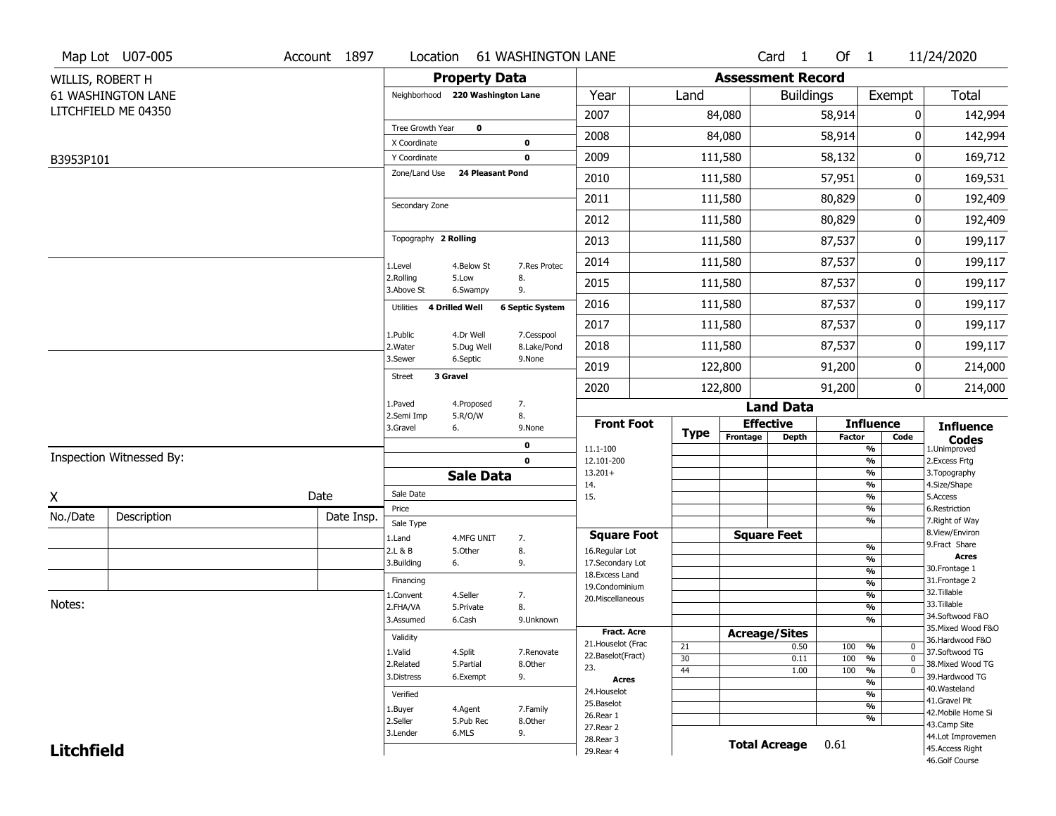Map Lot U07-005 | Account 1897 | Location 61 WASHINGTON LANE | Card 1 Of 1 | 11/24/2020

WILLIS, ROBERT H
61 WASHINGTON LANE
LITCHFIELD ME 04350

B3953P101

## Property Data

Neighborhood **220 Washington Lane**

Tree Growth Year **0**
X Coordinate **0**
Y Coordinate **0**
Zone/Land Use **24 Pleasant Pond**

Secondary Zone

Topography **2 Rolling**

| | | |
|---|---|---|
| 1.Level | 4.Below St | 7.Res Protec |
| 2.Rolling | 5.Low | 8. |
| 3.Above St | 6.Swampy | 9. |

Utilities **4 Drilled Well** **6 Septic System**

| | | |
|---|---|---|
| 1.Public | 4.Dr Well | 7.Cesspool |
| 2.Water | 5.Dug Well | 8.Lake/Pond |
| 3.Sewer | 6.Septic | 9.None |

Street **3 Gravel**

| | | |
|---|---|---|
| 1.Paved | 4.Proposed | 7. |
| 2.Semi Imp | 5.R/O/W | 8. |
| 3.Gravel | 6. | 9.None |

**0**
**0**

## Assessment Record

| Year | Land | Buildings | Exempt | Total |
|---|---|---|---|---|
| 2007 | 84,080 | 58,914 | 0 | 142,994 |
| 2008 | 84,080 | 58,914 | 0 | 142,994 |
| 2009 | 111,580 | 58,132 | 0 | 169,712 |
| 2010 | 111,580 | 57,951 | 0 | 169,531 |
| 2011 | 111,580 | 80,829 | 0 | 192,409 |
| 2012 | 111,580 | 80,829 | 0 | 192,409 |
| 2013 | 111,580 | 87,537 | 0 | 199,117 |
| 2014 | 111,580 | 87,537 | 0 | 199,117 |
| 2015 | 111,580 | 87,537 | 0 | 199,117 |
| 2016 | 111,580 | 87,537 | 0 | 199,117 |
| 2017 | 111,580 | 87,537 | 0 | 199,117 |
| 2018 | 111,580 | 87,537 | 0 | 199,117 |
| 2019 | 122,800 | 91,200 | 0 | 214,000 |
| 2020 | 122,800 | 91,200 | 0 | 214,000 |

Inspection Witnessed By:

X Date

| No./Date | Description | Date Insp. |
|---|---|---|
| | | |
| | | |
| | | |

Notes:

## Sale Data

Sale Date
Price
Sale Type

| | | |
|---|---|---|
| 1.Land | 4.MFG UNIT | 7. |
| 2.L & B | 5.Other | 8. |
| 3.Building | 6. | 9. |

Financing

| | | |
|---|---|---|
| 1.Convent | 4.Seller | 7. |
| 2.FHA/VA | 5.Private | 8. |
| 3.Assumed | 6.Cash | 9.Unknown |

Validity

| | | |
|---|---|---|
| 1.Valid | 4.Split | 7.Renovate |
| 2.Related | 5.Partial | 8.Other |
| 3.Distress | 6.Exempt | 9. |

Verified

| | | |
|---|---|---|
| 1.Buyer | 4.Agent | 7.Family |
| 2.Seller | 5.Pub Rec | 8.Other |
| 3.Lender | 6.MLS | 9. |

## Land Data

| Front Foot | Type | Effective Frontage | Effective Depth | Influence Factor | Influence Code |
|---|---|---|---|---|---|
| 11.1-100 | | | | % | |
| 12.101-200 | | | | % | |
| 13.201+ | | | | % | |
| 14. | | | | % | |
| 15. | | | | % | |
| | | | | % | |
| | | | | % | |

| Square Foot | Type | Square Feet | Influence Factor | Influence Code |
|---|---|---|---|---|
| 16.Regular Lot | | | % | |
| 17.Secondary Lot | | | % | |
| 18.Excess Land | | | % | |
| 19.Condominium | | | % | |
| 20.Miscellaneous | | | % | |
| | | | % | |
| | | | % | |

| Fract. Acre / Acres | Type | Acreage/Sites | Influence Factor | Influence Code |
|---|---|---|---|---|
| 21.Houselot (Frac | 21 | 0.50 | 100 % | 0 |
| 22.Baselot(Fract) | 30 | 0.11 | 100 % | 0 |
| 23. | 44 | 1.00 | 100 % | 0 |
| 24.Houselot | | | % | |
| 25.Baselot | | | % | |
| 26.Rear 1 | | | % | |
| 27.Rear 2 | | | % | |
| 28.Rear 3 | | | | |
| 29.Rear 4 | | | | |

**Total Acreage** 0.61

### Influence Codes

1.Unimproved
2.Excess Frtg
3.Topography
4.Size/Shape
5.Access
6.Restriction
7.Right of Way
8.View/Environ
9.Fract Share

**Acres**

30.Frontage 1
31.Frontage 2
32.Tillable
33.Tillable
34.Softwood F&O
35.Mixed Wood F&O
36.Hardwood F&O
37.Softwood TG
38.Mixed Wood TG
39.Hardwood TG
40.Wasteland
41.Gravel Pit
42.Mobile Home Si
43.Camp Site
44.Lot Improvemen
45.Access Right
46.Golf Course

**Litchfield**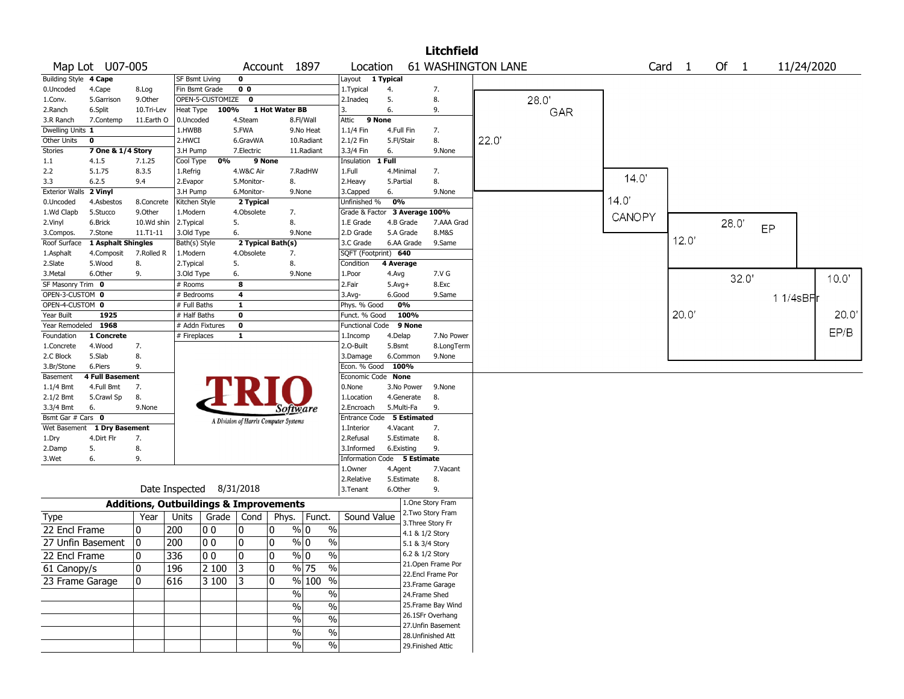# Litchfield

Map Lot U07-005 | Account 1897 | Location 61 WASHINGTON LANE | Card 1 Of 1 | 11/24/2020

| Building Style | 4 Cape | | SF Bsmt Living | 0 | | Layout | 1 Typical | |
|---|---|---|---|---|---|---|---|---|
| 0.Uncoded | 4.Cape | 8.Log | Fin Bsmt Grade | 0 0 | | 1.Typical | 4. | 7. |
| 1.Conv. | 5.Garrison | 9.Other | OPEN-5-CUSTOMIZE | 0 | | 2.Inadeq | 5. | 8. |
| 2.Ranch | 6.Split | 10.Tri-Lev | Heat Type 100% | 1 Hot Water BB | | 3. | 6. | 9. |
| 3.R Ranch | 7.Contemp | 11.Earth O | 0.Uncoded | 4.Steam | 8.Fl/Wall | Attic | 9 None | |
| Dwelling Units | 1 | | 1.HWBB | 5.FWA | 9.No Heat | 1.1/4 Fin | 4.Full Fin | 7. |
| Other Units | 0 | | 2.HWCI | 6.GravWA | 10.Radiant | 2.1/2 Fin | 5.Fl/Stair | 8. |
| Stories | 7 One & 1/4 Story | | 3.H Pump | 7.Electric | 11.Radiant | 3.3/4 Fin | 6. | 9.None |
| 1.1 | 4.1.5 | 7.1.25 | Cool Type 0% | 9 None | | Insulation | 1 Full | |
| 2.2 | 5.1.75 | 8.3.5 | 1.Refrig | 4.W&C Air | 7.RadHW | 1.Full | 4.Minimal | 7. |
| 3.3 | 6.2.5 | 9.4 | 2.Evapor | 5.Monitor- | 8. | 2.Heavy | 5.Partial | 8. |
| Exterior Walls | 2 Vinyl | | 3.H Pump | 6.Monitor- | 9.None | 3.Capped | 6. | 9.None |
| 0.Uncoded | 4.Asbestos | 8.Concrete | Kitchen Style | 2 Typical | | Unfinished % | 0% | |
| 1.Wd Clapb | 5.Stucco | 9.Other | 1.Modern | 4.Obsolete | 7. | Grade & Factor | 3 Average 100% | |
| 2.Vinyl | 6.Brick | 10.Wd shin | 2.Typical | 5. | 8. | 1.E Grade | 4.B Grade | 7.AAA Grad |
| 3.Compos. | 7.Stone | 11.T1-11 | 3.Old Type | 6. | 9.None | 2.D Grade | 5.A Grade | 8.M&S |
| Roof Surface | 1 Asphalt Shingles | | Bath(s) Style | 2 Typical Bath(s) | | 3.C Grade | 6.AA Grade | 9.Same |
| 1.Asphalt | 4.Composit | 7.Rolled R | 1.Modern | 4.Obsolete | 7. | SQFT (Footprint) | 640 | |
| 2.Slate | 5.Wood | 8. | 2.Typical | 5. | 8. | Condition | 4 Average | |
| 3.Metal | 6.Other | 9. | 3.Old Type | 6. | 9.None | 1.Poor | 4.Avg | 7.V G |
| SF Masonry Trim | 0 | | # Rooms | 8 | | 2.Fair | 5.Avg+ | 8.Exc |
| OPEN-3-CUSTOM | 0 | | # Bedrooms | 4 | | 3.Avg- | 6.Good | 9.Same |
| OPEN-4-CUSTOM | 0 | | # Full Baths | 1 | | Phys. % Good | 0% | |
| Year Built | 1925 | | # Half Baths | 0 | | Funct. % Good | 100% | |
| Year Remodeled | 1968 | | # Addn Fixtures | 0 | | Functional Code | 9 None | |
| Foundation | 1 Concrete | | # Fireplaces | 1 | | 1.Incomp | 4.Delap | 7.No Power |
| 1.Concrete | 4.Wood | 7. | | | | 2.O-Built | 5.Bsmt | 8.LongTerm |
| 2.C Block | 5.Slab | 8. | | | | 3.Damage | 6.Common | 9.None |
| 3.Br/Stone | 6.Piers | 9. | | | | Econ. % Good | 100% | |
| Basement | 4 Full Basement | | | | | Economic Code | None | |
| 1.1/4 Bmt | 4.Full Bmt | 7. | | | | 0.None | 3.No Power | 9.None |
| 2.1/2 Bmt | 5.Crawl Sp | 8. | | | | 1.Location | 4.Generate | 8. |
| 3.3/4 Bmt | 6. | 9.None | | | | 2.Encroach | 5.Multi-Fa | 9. |
| Bsmt Gar # Cars | 0 | | | | | Entrance Code | 5 Estimated | |
| Wet Basement | 1 Dry Basement | | | | | 1.Interior | 4.Vacant | 7. |
| 1.Dry | 4.Dirt Flr | 7. | | | | 2.Refusal | 5.Estimate | 8. |
| 2.Damp | 5. | 8. | | | | 3.Informed | 6.Existing | 9. |
| 3.Wet | 6. | 9. | | | | Information Code | 5 Estimate | |
| | | | | | | 1.Owner | 4.Agent | 7.Vacant |
| | | | | | | 2.Relative | 5.Estimate | 8. |
| | | | | | | 3.Tenant | 6.Other | 9. |

TRIO Software — A Division of Harris Computer Systems

Date Inspected 8/31/2018

## Additions, Outbuildings & Improvements

| Type | Year | Units | Grade | Cond | Phys. | Funct. | Sound Value |
|---|---|---|---|---|---|---|---|
| 22 Encl Frame | 0 | 200 | 0 0 | 0 | 0 % | 0 % | |
| 27 Unfin Basement | 0 | 200 | 0 0 | 0 | 0 % | 0 % | |
| 22 Encl Frame | 0 | 336 | 0 0 | 0 | 0 % | 0 % | |
| 61 Canopy/s | 0 | 196 | 2 100 | 3 | 0 % | 75 % | |
| 23 Frame Garage | 0 | 616 | 3 100 | 3 | 0 % | 100 % | |
| | | | | | % | % | |
| | | | | | % | % | |
| | | | | | % | % | |
| | | | | | % | % | |
| | | | | | % | % | |

1.One Story Fram
2.Two Story Fram
3.Three Story Fr
4.1 & 1/2 Story
5.1 & 3/4 Story
6.2 & 1/2 Story
21.Open Frame Por
22.Encl Frame Por
23.Frame Garage
24.Frame Shed
25.Frame Bay Wind
26.1SFr Overhang
27.Unfin Basement
28.Unfinished Att
29.Finished Attic

Sketch: GAR 28.0' x 22.0'; CANOPY 14.0' x 14.0'; EP 28.0' x 12.0'; 1 1/4sBFr 32.0' x 20.0'; EP/B 10.0' x 20.0'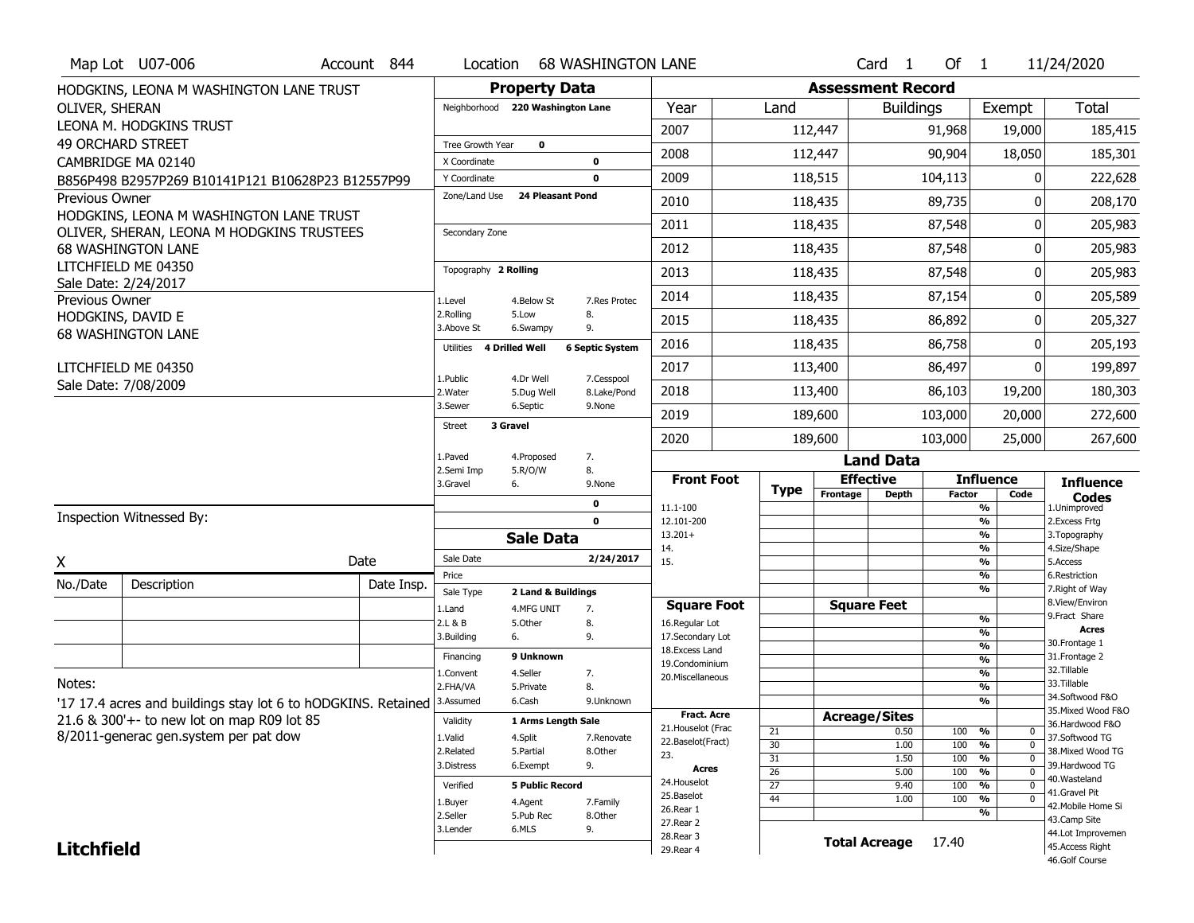Map Lot U07-006 | Account 844 | Location 68 WASHINGTON LANE | Card 1 Of 1 | 11/24/2020

HODGKINS, LEONA M WASHINGTON LANE TRUST
OLIVER, SHERAN
LEONA M. HODGKINS TRUST
49 ORCHARD STREET
CAMBRIDGE MA 02140
B856P498 B2957P269 B10141P121 B10628P23 B12557P99

Previous Owner
HODGKINS, LEONA M WASHINGTON LANE TRUST
OLIVER, SHERAN, LEONA M HODGKINS TRUSTEES
68 WASHINGTON LANE
LITCHFIELD ME 04350
Sale Date: 2/24/2017

Previous Owner
HODGKINS, DAVID E
68 WASHINGTON LANE
LITCHFIELD ME 04350
Sale Date: 7/08/2009

## Property Data

Neighborhood: 220 Washington Lane
Tree Growth Year: 0
X Coordinate: 0
Y Coordinate: 0
Zone/Land Use: 24 Pleasant Pond
Secondary Zone:
Topography: 2 Rolling
(1.Level 2.Rolling 3.Above St 4.Below St 5.Low 6.Swampy 7.Res Protec 8. 9.)
Utilities: 4 Drilled Well, 6 Septic System
(1.Public 2.Water 3.Sewer 4.Dr Well 5.Dug Well 6.Septic 7.Cesspool 8.Lake/Pond 9.None)
Street: 3 Gravel
(1.Paved 2.Semi Imp 3.Gravel 4.Proposed 5.R/O/W 6. 7. 8. 9.None)

## Assessment Record

| Year | Land | Buildings | Exempt | Total |
|---|---|---|---|---|
| 2007 | 112,447 | 91,968 | 19,000 | 185,415 |
| 2008 | 112,447 | 90,904 | 18,050 | 185,301 |
| 2009 | 118,515 | 104,113 | 0 | 222,628 |
| 2010 | 118,435 | 89,735 | 0 | 208,170 |
| 2011 | 118,435 | 87,548 | 0 | 205,983 |
| 2012 | 118,435 | 87,548 | 0 | 205,983 |
| 2013 | 118,435 | 87,548 | 0 | 205,983 |
| 2014 | 118,435 | 87,154 | 0 | 205,589 |
| 2015 | 118,435 | 86,892 | 0 | 205,327 |
| 2016 | 118,435 | 86,758 | 0 | 205,193 |
| 2017 | 113,400 | 86,497 | 0 | 199,897 |
| 2018 | 113,400 | 86,103 | 19,200 | 180,303 |
| 2019 | 189,600 | 103,000 | 20,000 | 272,600 |
| 2020 | 189,600 | 103,000 | 25,000 | 267,600 |

## Sale Data

Sale Date: 2/24/2017
Price:
Sale Type: 2 Land & Buildings
(1.Land 2.L & B 3.Building 4.MFG UNIT 5.Other 6. 7. 8. 9.)
Financing: 9 Unknown
(1.Convent 2.FHA/VA 3.Assumed 4.Seller 5.Private 6.Cash 7. 8. 9.Unknown)
Validity: 1 Arms Length Sale
(1.Valid 2.Related 3.Distress 4.Split 5.Partial 6.Exempt 7.Renovate 8.Other 9.)
Verified: 5 Public Record
(1.Buyer 2.Seller 3.Lender 4.Agent 5.Pub Rec 6.MLS 7.Family 8.Other 9.)

## Land Data

Front Foot: 11.1-100, 12.101-200, 13.201+, 14., 15.
Square Foot: 16.Regular Lot, 17.Secondary Lot, 18.Excess Land, 19.Condominium, 20.Miscellaneous
Fract. Acre: 21.Houselot (Frac, 22.Baselot(Fract), 23.
Acres: 24.Houselot, 25.Baselot, 26.Rear 1, 27.Rear 2, 28.Rear 3, 29.Rear 4

### Acreage/Sites

| Type | Acreage/Sites | Factor | Code |
|---|---|---|---|
| 21 | 0.50 | 100 % | 0 |
| 30 | 1.00 | 100 % | 0 |
| 31 | 1.50 | 100 % | 0 |
| 26 | 5.00 | 100 % | 0 |
| 27 | 9.40 | 100 % | 0 |
| 44 | 1.00 | 100 % | 0 |

Total Acreage 17.40

Influence Codes: 1.Unimproved, 2.Excess Frtg, 3.Topography, 4.Size/Shape, 5.Access, 6.Restriction, 7.Right of Way, 8.View/Environ, 9.Fract Share

Acres: 30.Frontage 1, 31.Frontage 2, 32.Tillable, 33.Tillable, 34.Softwood F&O, 35.Mixed Wood F&O, 36.Hardwood F&O, 37.Softwood TG, 38.Mixed Wood TG, 39.Hardwood TG, 40.Wasteland, 41.Gravel Pit, 42.Mobile Home Si, 43.Camp Site, 44.Lot Improvemen, 45.Access Right, 46.Golf Course

Inspection Witnessed By:

X ______ Date ______

| No./Date | Description | Date Insp. |
|---|---|---|
| | | |
| | | |
| | | |

Notes:
'17 17.4 acres and buildings stay lot 6 to hODGKINS. Retained 21.6 & 300'+- to new lot on map R09 lot 85
8/2011-generac gen.system per pat dow

**Litchfield**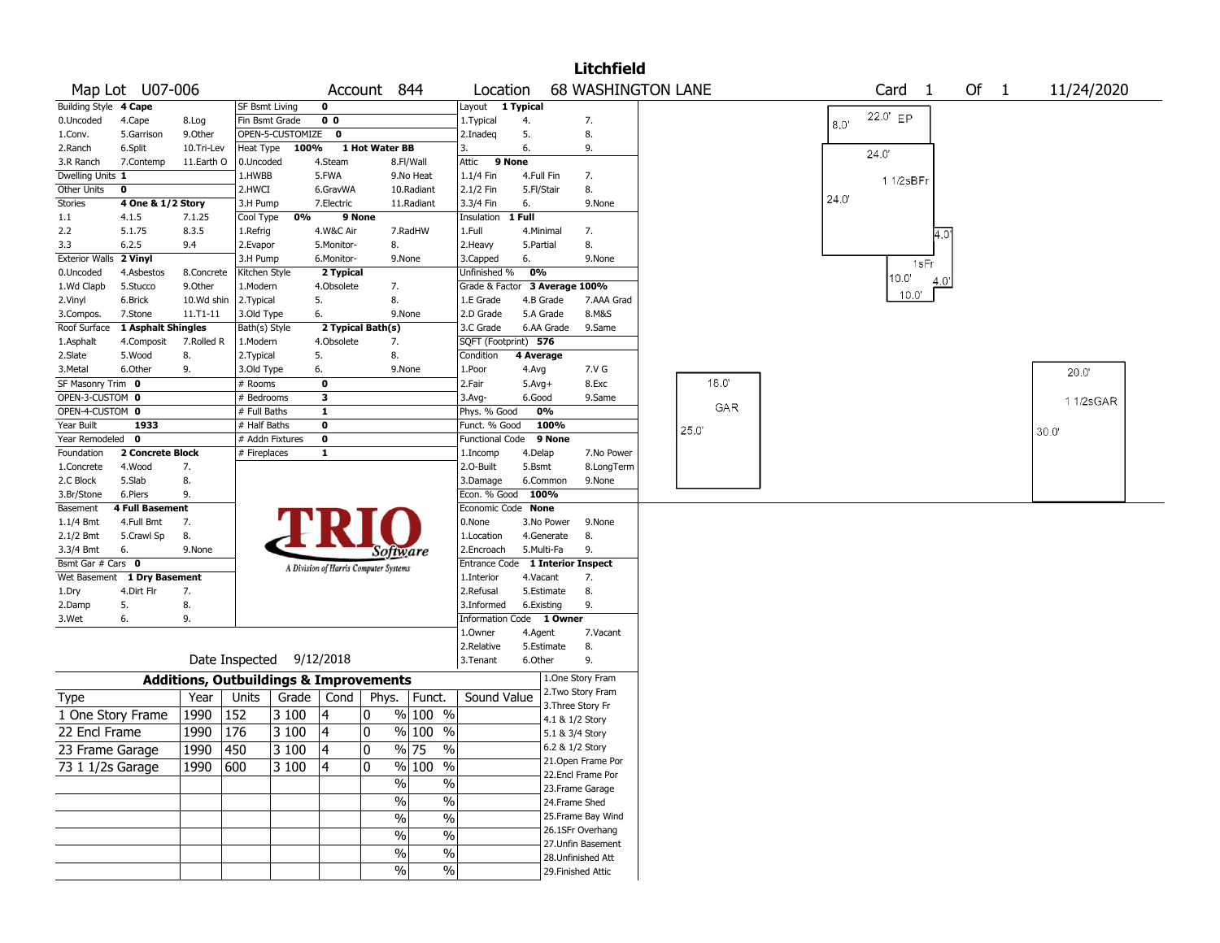# Litchfield

**Map Lot** U07-006 **Account** 844 **Location** 68 WASHINGTON LANE **Card** 1 **Of** 1 11/24/2020

| | | | | | | | | | | | |
|---|---|---|---|---|---|---|---|---|---|---|---|
| Building Style | 4 Cape | | SF Bsmt Living | 0 | | | Layout | 1 Typical | | | |
| 0.Uncoded | 4.Cape | 8.Log | Fin Bsmt Grade | 0 0 | | | 1.Typical | 4. | 7. | | |
| 1.Conv. | 5.Garrison | 9.Other | OPEN-5-CUSTOMIZE | 0 | | | 2.Inadeq | 5. | 8. | | |
| 2.Ranch | 6.Split | 10.Tri-Lev | Heat Type | 100% | 1 Hot Water BB | | 3. | 6. | 9. | | |
| 3.R Ranch | 7.Contemp | 11.Earth O | 0.Uncoded | 4.Steam | 8.Fl/Wall | | Attic | 9 None | | | |
| Dwelling Units | 1 | | 1.HWBB | 5.FWA | 9.No Heat | | 1.1/4 Fin | 4.Full Fin | 7. | | |
| Other Units | 0 | | 2.HWCI | 6.GravWA | 10.Radiant | | 2.1/2 Fin | 5.Fl/Stair | 8. | | |
| Stories | 4 One & 1/2 Story | | 3.H Pump | 7.Electric | 11.Radiant | | 3.3/4 Fin | 6. | 9.None | | |
| 1.1 | 4.1.5 | 7.1.25 | Cool Type | 0% | 9 None | | Insulation | 1 Full | | | |
| 2.2 | 5.1.75 | 8.3.5 | 1.Refrig | 4.W&C Air | 7.RadHW | | 1.Full | 4.Minimal | 7. | | |
| 3.3 | 6.2.5 | 9.4 | 2.Evapor | 5.Monitor- | 8. | | 2.Heavy | 5.Partial | 8. | | |
| Exterior Walls | 2 Vinyl | | 3.H Pump | 6.Monitor- | 9.None | | 3.Capped | 6. | 9.None | | |
| 0.Uncoded | 4.Asbestos | 8.Concrete | Kitchen Style | 2 Typical | | | Unfinished % | 0% | | | |
| 1.Wd Clapb | 5.Stucco | 9.Other | 1.Modern | 4.Obsolete | 7. | | Grade & Factor | 3 Average 100% | | | |
| 2.Vinyl | 6.Brick | 10.Wd shin | 2.Typical | 5. | 8. | | 1.E Grade | 4.B Grade | 7.AAA Grad | | |
| 3.Compos. | 7.Stone | 11.T1-11 | 3.Old Type | 6. | 9.None | | 2.D Grade | 5.A Grade | 8.M&S | | |
| Roof Surface | 1 Asphalt Shingles | | Bath(s) Style | 2 Typical Bath(s) | | | 3.C Grade | 6.AA Grade | 9.Same | | |
| 1.Asphalt | 4.Composit | 7.Rolled R | 1.Modern | 4.Obsolete | 7. | | SQFT (Footprint) | 576 | | | |
| 2.Slate | 5.Wood | 8. | 2.Typical | 5. | 8. | | Condition | 4 Average | | | |
| 3.Metal | 6.Other | 9. | 3.Old Type | 6. | 9.None | | 1.Poor | 4.Avg | 7.V G | | |
| SF Masonry Trim | 0 | | # Rooms | 0 | | | 2.Fair | 5.Avg+ | 8.Exc | | |
| OPEN-3-CUSTOM | 0 | | # Bedrooms | 3 | | | 3.Avg- | 6.Good | 9.Same | | |
| OPEN-4-CUSTOM | 0 | | # Full Baths | 1 | | | Phys. % Good | 0% | | | |
| Year Built | 1933 | | # Half Baths | 0 | | | Funct. % Good | 100% | | | |
| Year Remodeled | 0 | | # Addn Fixtures | 0 | | | Functional Code | 9 None | | | |
| Foundation | 2 Concrete Block | | # Fireplaces | 1 | | | 1.Incomp | 4.Delap | 7.No Power | | |
| 1.Concrete | 4.Wood | 7. | | | | | 2.O-Built | 5.Bsmt | 8.LongTerm | | |
| 2.C Block | 5.Slab | 8. | | | | | 3.Damage | 6.Common | 9.None | | |
| 3.Br/Stone | 6.Piers | 9. | | | | | Econ. % Good | 100% | | | |
| Basement | 4 Full Basement | | | | | | Economic Code | None | | | |
| 1.1/4 Bmt | 4.Full Bmt | 7. | | | | | 0.None | 3.No Power | 9.None | | |
| 2.1/2 Bmt | 5.Crawl Sp | 8. | | | | | 1.Location | 4.Generate | 8. | | |
| 3.3/4 Bmt | 6. | 9.None | | | | | 2.Encroach | 5.Multi-Fa | 9. | | |
| Bsmt Gar # Cars | 0 | | | | | | Entrance Code | 1 Interior Inspect | | | |
| Wet Basement | 1 Dry Basement | | | | | | 1.Interior | 4.Vacant | 7. | | |
| 1.Dry | 4.Dirt Flr | 7. | | | | | 2.Refusal | 5.Estimate | 8. | | |
| 2.Damp | 5. | 8. | | | | | 3.Informed | 6.Existing | 9. | | |
| 3.Wet | 6. | 9. | | | | | Information Code | 1 Owner | | | |
| | | | | | | | 1.Owner | 4.Agent | 7.Vacant | | |
| | | | | | | | 2.Relative | 5.Estimate | 8. | | |
| | | | | | | | 3.Tenant | 6.Other | 9. | | |

TRIO Software — A Division of Harris Computer Systems

Date Inspected 9/12/2018

## Additions, Outbuildings & Improvements

| Type | Year | Units | Grade | Cond | Phys. | Funct. | Sound Value |
|---|---|---|---|---|---|---|---|
| 1 One Story Frame | 1990 | 152 | 3 100 | 4 | 0 % | 100 % | |
| 22 Encl Frame | 1990 | 176 | 3 100 | 4 | 0 % | 100 % | |
| 23 Frame Garage | 1990 | 450 | 3 100 | 4 | 0 % | 75 % | |
| 73 1 1/2s Garage | 1990 | 600 | 3 100 | 4 | 0 % | 100 % | |
| | | | | | % | % | |
| | | | | | % | % | |
| | | | | | % | % | |
| | | | | | % | % | |
| | | | | | % | % | |
| | | | | | % | % | |

1.One Story Fram
2.Two Story Fram
3.Three Story Fr
4.1 & 1/2 Story
5.1 & 3/4 Story
6.2 & 1/2 Story
21.Open Frame Por
22.Encl Frame Por
23.Frame Garage
24.Frame Shed
25.Frame Bay Wind
26.1SFr Overhang
27.Unfin Basement
28.Unfinished Att
29.Finished Attic

22.0' EP 8.0'
24.0'
1 1/2sBFr
24.0'
4.0'
1sFr
10.0' 4.0'
10.0'
18.0'
GAR
25.0'
20.0'
1 1/2sGAR
30.0'